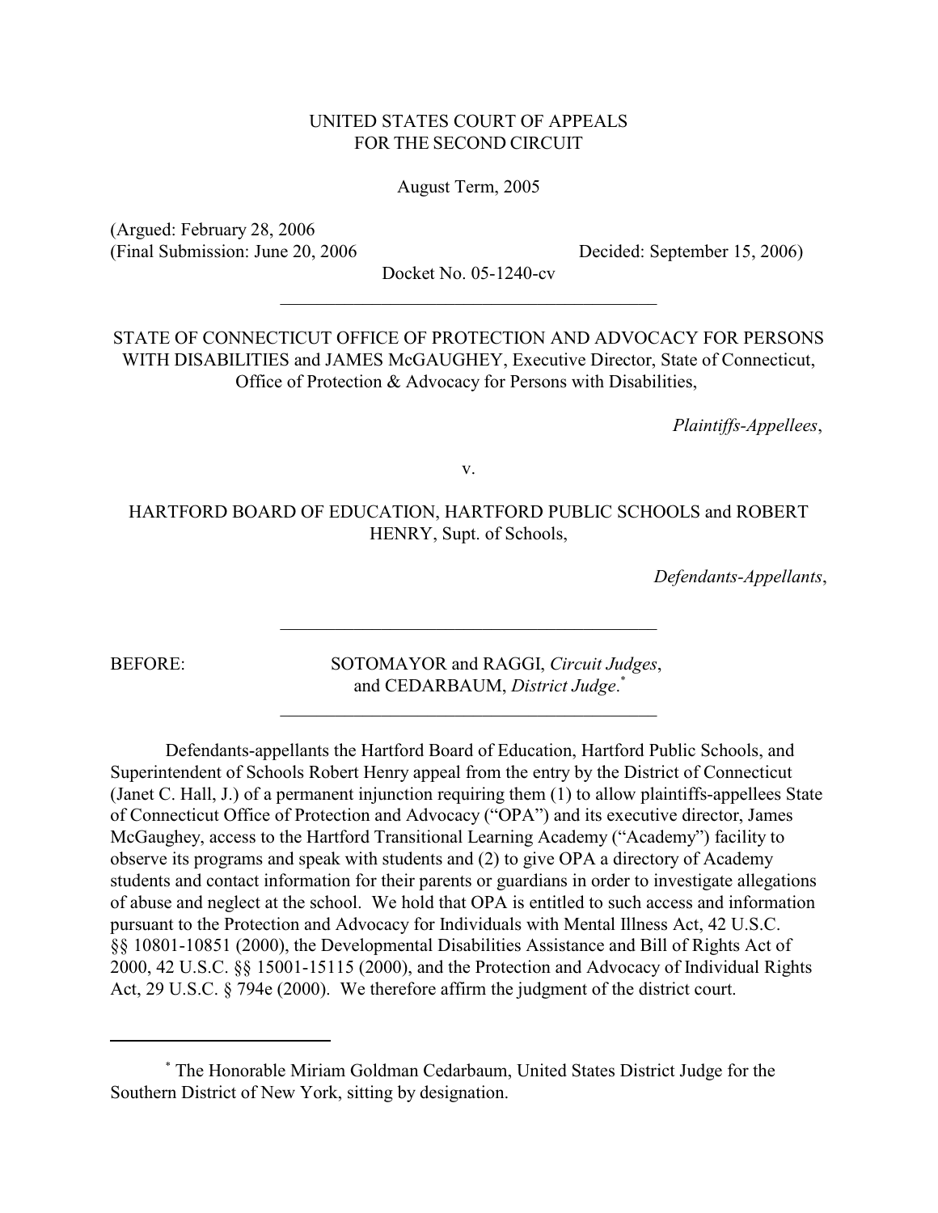UNITED STATES COURT OF APPEALS
FOR THE SECOND CIRCUIT

August Term, 2005

(Argued: February 28, 2006
(Final Submission: June 20, 2006 Decided: September 15, 2006)

Docket No. 05-1240-cv

---

STATE OF CONNECTICUT OFFICE OF PROTECTION AND ADVOCACY FOR PERSONS WITH DISABILITIES and JAMES McGAUGHEY, Executive Director, State of Connecticut, Office of Protection & Advocacy for Persons with Disabilities,

*Plaintiffs-Appellees*,

v.

HARTFORD BOARD OF EDUCATION, HARTFORD PUBLIC SCHOOLS and ROBERT HENRY, Supt. of Schools,

*Defendants-Appellants*,

---

BEFORE: SOTOMAYOR and RAGGI, *Circuit Judges*, and CEDARBAUM, *District Judge*.*

---

Defendants-appellants the Hartford Board of Education, Hartford Public Schools, and Superintendent of Schools Robert Henry appeal from the entry by the District of Connecticut (Janet C. Hall, J.) of a permanent injunction requiring them (1) to allow plaintiffs-appellees State of Connecticut Office of Protection and Advocacy ("OPA") and its executive director, James McGaughey, access to the Hartford Transitional Learning Academy ("Academy") facility to observe its programs and speak with students and (2) to give OPA a directory of Academy students and contact information for their parents or guardians in order to investigate allegations of abuse and neglect at the school. We hold that OPA is entitled to such access and information pursuant to the Protection and Advocacy for Individuals with Mental Illness Act, 42 U.S.C. §§ 10801-10851 (2000), the Developmental Disabilities Assistance and Bill of Rights Act of 2000, 42 U.S.C. §§ 15001-15115 (2000), and the Protection and Advocacy of Individual Rights Act, 29 U.S.C. § 794e (2000). We therefore affirm the judgment of the district court.

---

* The Honorable Miriam Goldman Cedarbaum, United States District Judge for the Southern District of New York, sitting by designation.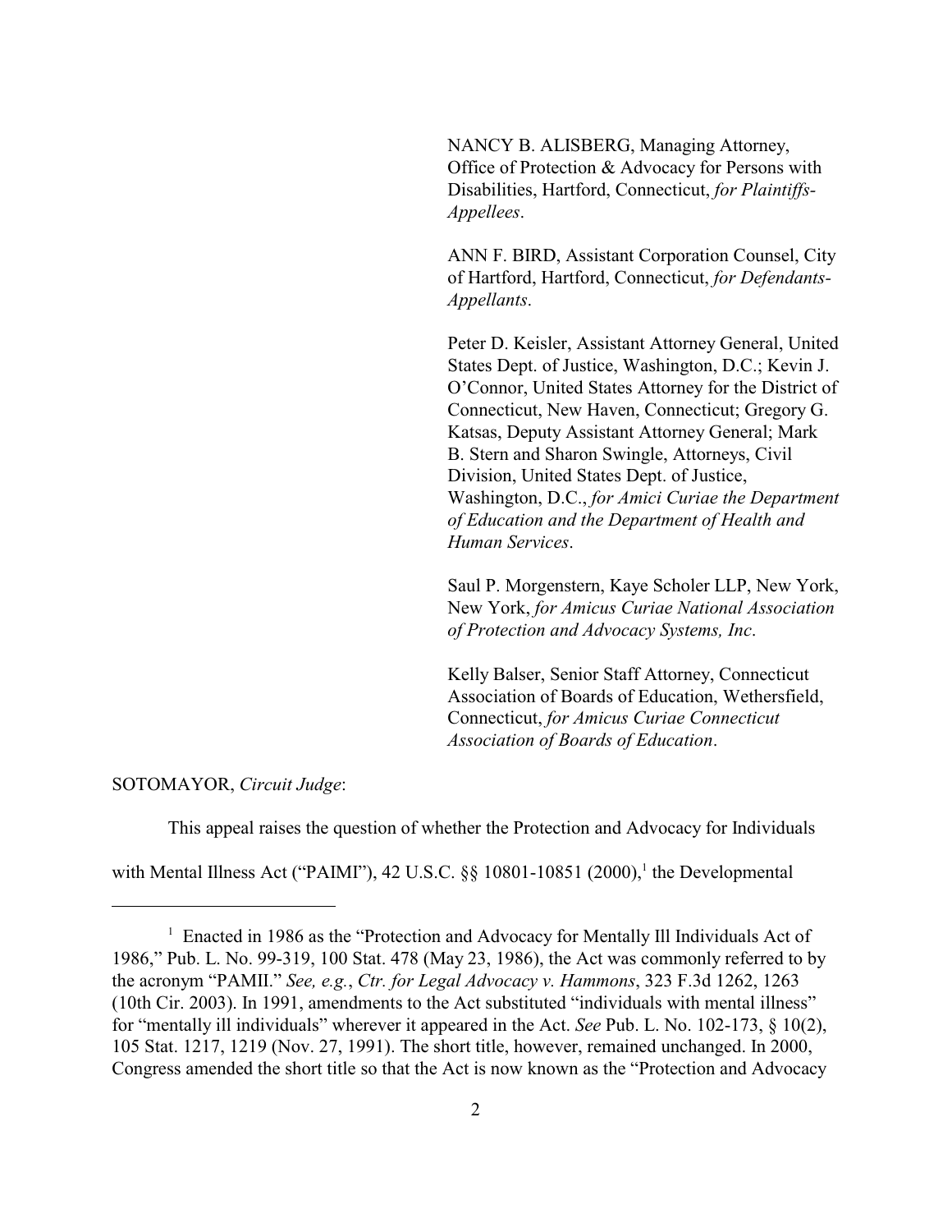NANCY B. ALISBERG, Managing Attorney, Office of Protection & Advocacy for Persons with Disabilities, Hartford, Connecticut, *for Plaintiffs-Appellees*.

ANN F. BIRD, Assistant Corporation Counsel, City of Hartford, Hartford, Connecticut, *for Defendants-Appellants*.

Peter D. Keisler, Assistant Attorney General, United States Dept. of Justice, Washington, D.C.; Kevin J. O'Connor, United States Attorney for the District of Connecticut, New Haven, Connecticut; Gregory G. Katsas, Deputy Assistant Attorney General; Mark B. Stern and Sharon Swingle, Attorneys, Civil Division, United States Dept. of Justice, Washington, D.C., *for Amici Curiae the Department of Education and the Department of Health and Human Services*.

Saul P. Morgenstern, Kaye Scholer LLP, New York, New York, *for Amicus Curiae National Association of Protection and Advocacy Systems, Inc*.

Kelly Balser, Senior Staff Attorney, Connecticut Association of Boards of Education, Wethersfield, Connecticut, *for Amicus Curiae Connecticut Association of Boards of Education*.

SOTOMAYOR, *Circuit Judge*:

This appeal raises the question of whether the Protection and Advocacy for Individuals with Mental Illness Act ("PAIMI"), 42 U.S.C. §§ 10801-10851 (2000),[1] the Developmental

[1] Enacted in 1986 as the "Protection and Advocacy for Mentally Ill Individuals Act of 1986," Pub. L. No. 99-319, 100 Stat. 478 (May 23, 1986), the Act was commonly referred to by the acronym "PAMII." *See, e.g.*, *Ctr. for Legal Advocacy v. Hammons*, 323 F.3d 1262, 1263 (10th Cir. 2003). In 1991, amendments to the Act substituted "individuals with mental illness" for "mentally ill individuals" wherever it appeared in the Act. *See* Pub. L. No. 102-173, § 10(2), 105 Stat. 1217, 1219 (Nov. 27, 1991). The short title, however, remained unchanged. In 2000, Congress amended the short title so that the Act is now known as the "Protection and Advocacy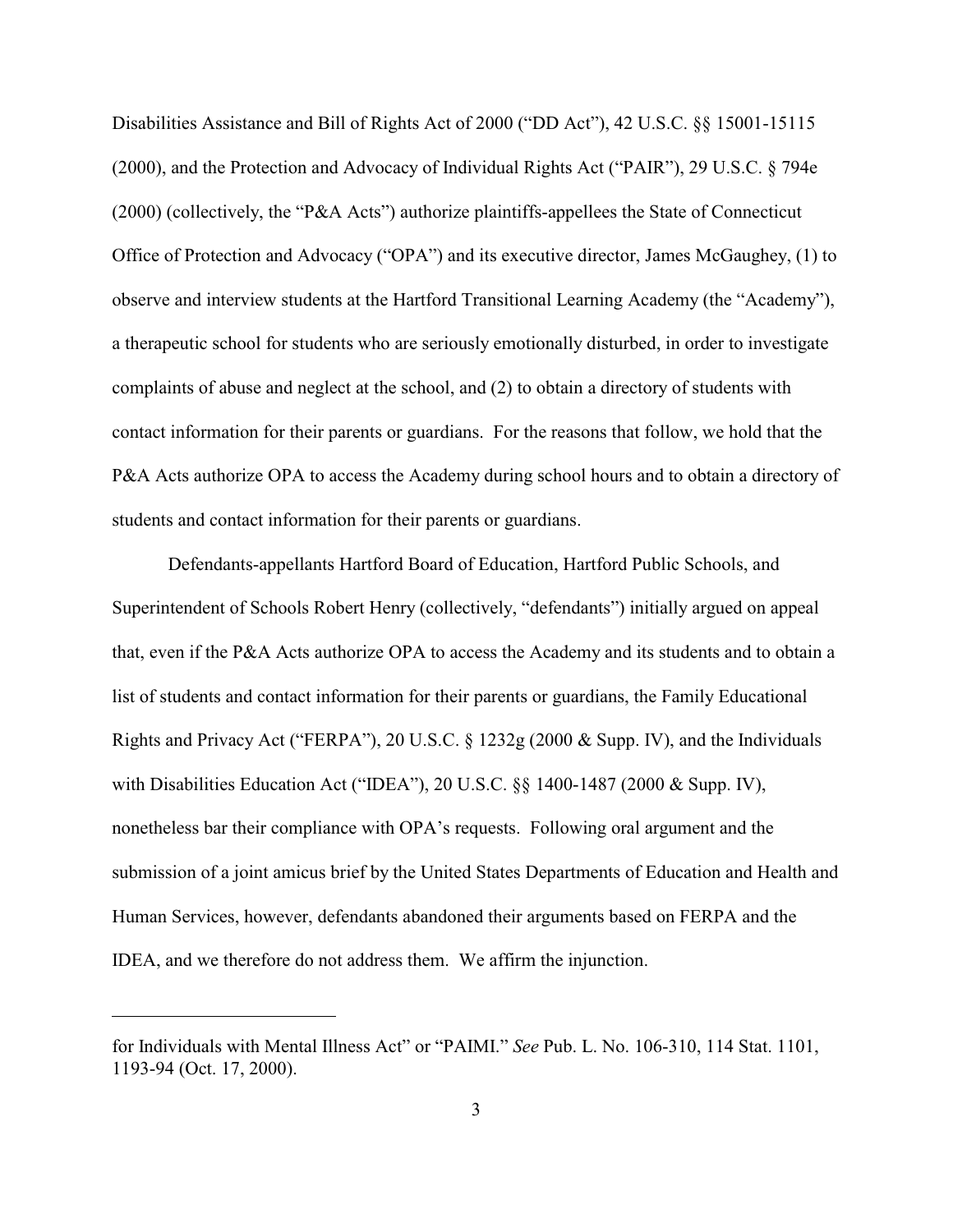Disabilities Assistance and Bill of Rights Act of 2000 ("DD Act"), 42 U.S.C. §§ 15001-15115 (2000), and the Protection and Advocacy of Individual Rights Act ("PAIR"), 29 U.S.C. § 794e (2000) (collectively, the "P&A Acts") authorize plaintiffs-appellees the State of Connecticut Office of Protection and Advocacy ("OPA") and its executive director, James McGaughey, (1) to observe and interview students at the Hartford Transitional Learning Academy (the "Academy"), a therapeutic school for students who are seriously emotionally disturbed, in order to investigate complaints of abuse and neglect at the school, and (2) to obtain a directory of students with contact information for their parents or guardians. For the reasons that follow, we hold that the P&A Acts authorize OPA to access the Academy during school hours and to obtain a directory of students and contact information for their parents or guardians.

Defendants-appellants Hartford Board of Education, Hartford Public Schools, and Superintendent of Schools Robert Henry (collectively, "defendants") initially argued on appeal that, even if the P&A Acts authorize OPA to access the Academy and its students and to obtain a list of students and contact information for their parents or guardians, the Family Educational Rights and Privacy Act ("FERPA"), 20 U.S.C. § 1232g (2000 & Supp. IV), and the Individuals with Disabilities Education Act ("IDEA"), 20 U.S.C. §§ 1400-1487 (2000 & Supp. IV), nonetheless bar their compliance with OPA's requests. Following oral argument and the submission of a joint amicus brief by the United States Departments of Education and Health and Human Services, however, defendants abandoned their arguments based on FERPA and the IDEA, and we therefore do not address them. We affirm the injunction.

---

for Individuals with Mental Illness Act" or "PAIMI." *See* Pub. L. No. 106-310, 114 Stat. 1101, 1193-94 (Oct. 17, 2000).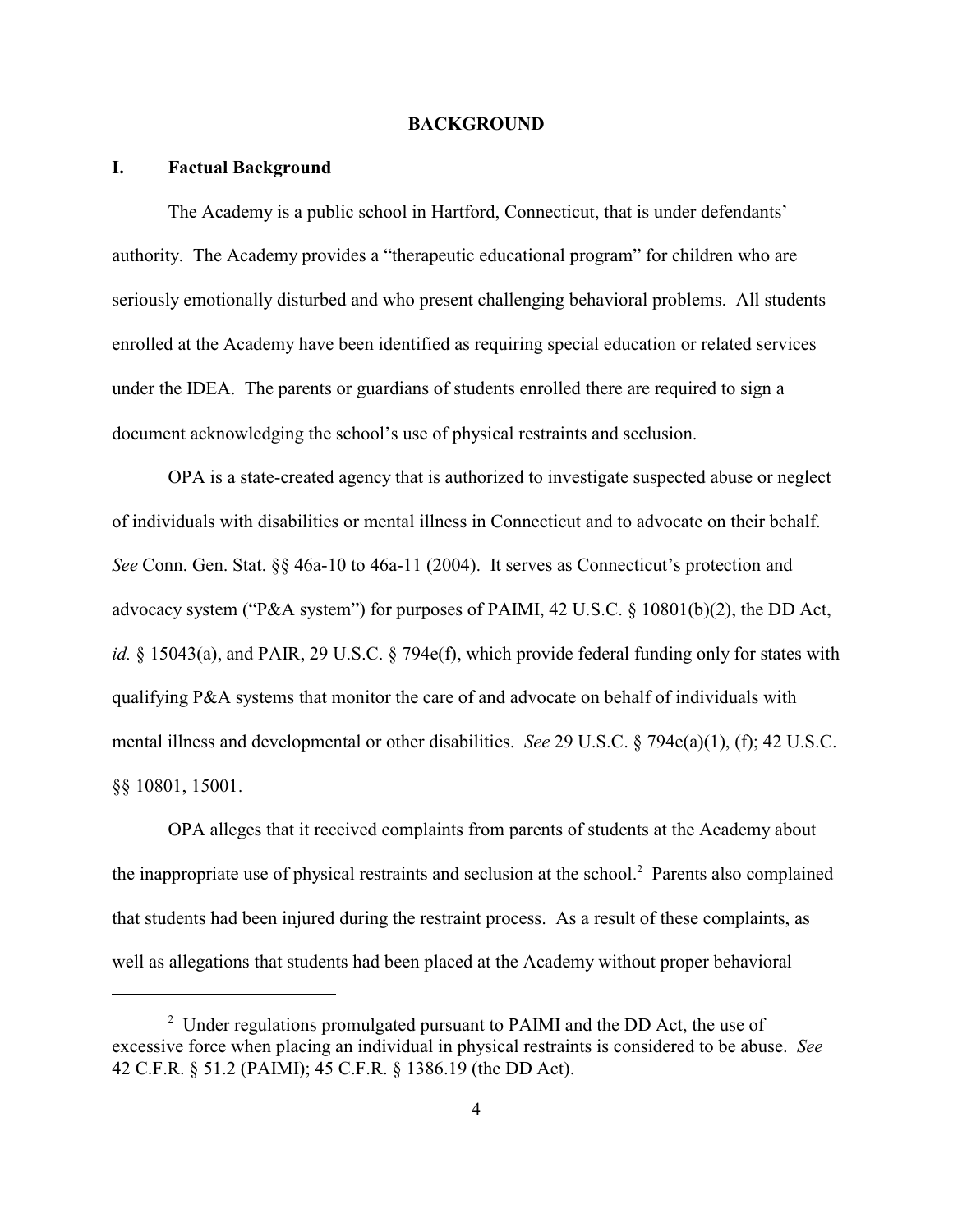## BACKGROUND

### I. Factual Background

The Academy is a public school in Hartford, Connecticut, that is under defendants' authority. The Academy provides a "therapeutic educational program" for children who are seriously emotionally disturbed and who present challenging behavioral problems. All students enrolled at the Academy have been identified as requiring special education or related services under the IDEA. The parents or guardians of students enrolled there are required to sign a document acknowledging the school's use of physical restraints and seclusion.

OPA is a state-created agency that is authorized to investigate suspected abuse or neglect of individuals with disabilities or mental illness in Connecticut and to advocate on their behalf. *See* Conn. Gen. Stat. §§ 46a-10 to 46a-11 (2004). It serves as Connecticut's protection and advocacy system ("P&A system") for purposes of PAIMI, 42 U.S.C. § 10801(b)(2), the DD Act, *id.* § 15043(a), and PAIR, 29 U.S.C. § 794e(f), which provide federal funding only for states with qualifying P&A systems that monitor the care of and advocate on behalf of individuals with mental illness and developmental or other disabilities. *See* 29 U.S.C. § 794e(a)(1), (f); 42 U.S.C. §§ 10801, 15001.

OPA alleges that it received complaints from parents of students at the Academy about the inappropriate use of physical restraints and seclusion at the school.[2] Parents also complained that students had been injured during the restraint process. As a result of these complaints, as well as allegations that students had been placed at the Academy without proper behavioral

[2] Under regulations promulgated pursuant to PAIMI and the DD Act, the use of excessive force when placing an individual in physical restraints is considered to be abuse. *See* 42 C.F.R. § 51.2 (PAIMI); 45 C.F.R. § 1386.19 (the DD Act).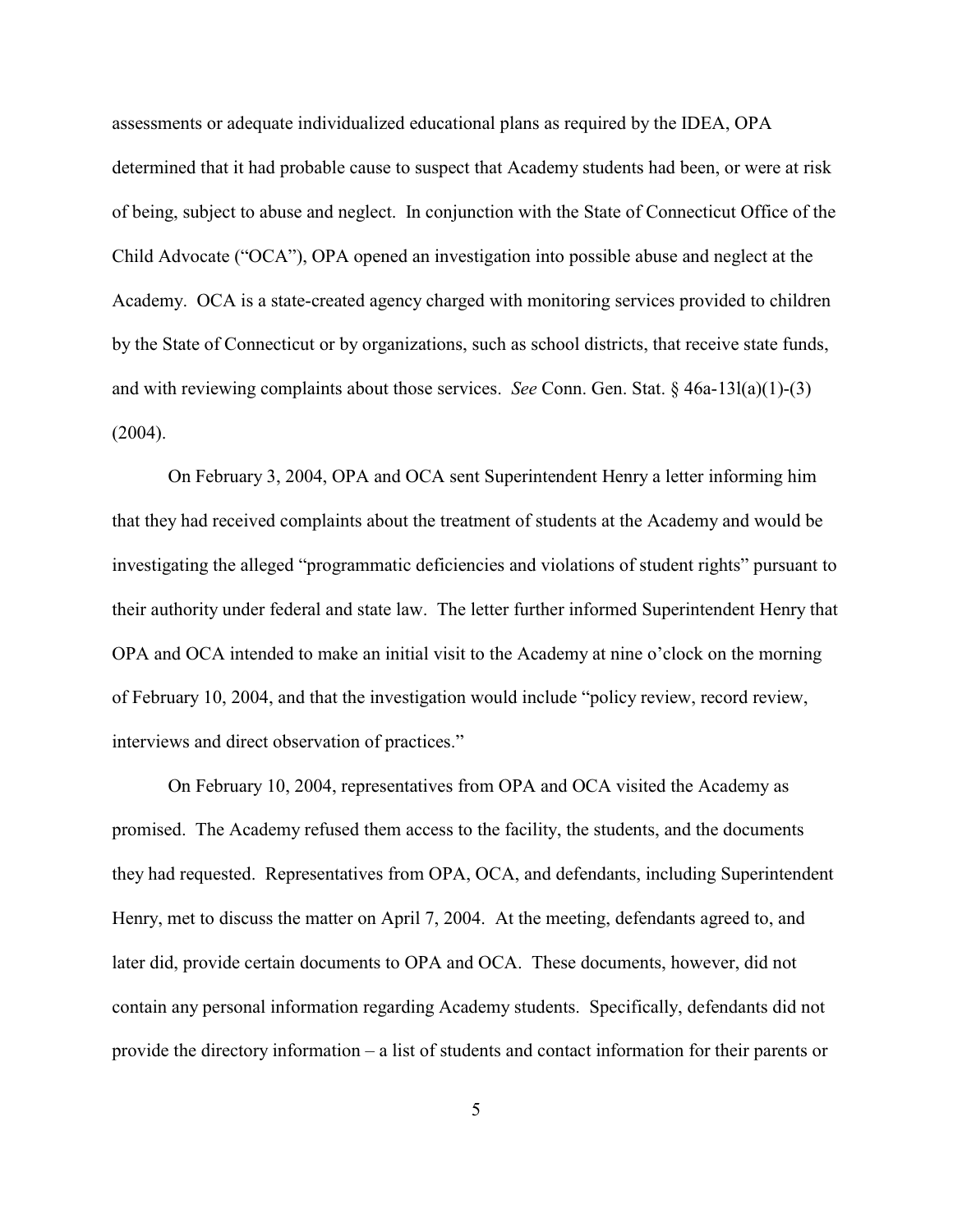assessments or adequate individualized educational plans as required by the IDEA, OPA determined that it had probable cause to suspect that Academy students had been, or were at risk of being, subject to abuse and neglect. In conjunction with the State of Connecticut Office of the Child Advocate ("OCA"), OPA opened an investigation into possible abuse and neglect at the Academy. OCA is a state-created agency charged with monitoring services provided to children by the State of Connecticut or by organizations, such as school districts, that receive state funds, and with reviewing complaints about those services. *See* Conn. Gen. Stat. § 46a-13l(a)(1)-(3) (2004).

On February 3, 2004, OPA and OCA sent Superintendent Henry a letter informing him that they had received complaints about the treatment of students at the Academy and would be investigating the alleged "programmatic deficiencies and violations of student rights" pursuant to their authority under federal and state law. The letter further informed Superintendent Henry that OPA and OCA intended to make an initial visit to the Academy at nine o'clock on the morning of February 10, 2004, and that the investigation would include "policy review, record review, interviews and direct observation of practices."

On February 10, 2004, representatives from OPA and OCA visited the Academy as promised. The Academy refused them access to the facility, the students, and the documents they had requested. Representatives from OPA, OCA, and defendants, including Superintendent Henry, met to discuss the matter on April 7, 2004. At the meeting, defendants agreed to, and later did, provide certain documents to OPA and OCA. These documents, however, did not contain any personal information regarding Academy students. Specifically, defendants did not provide the directory information – a list of students and contact information for their parents or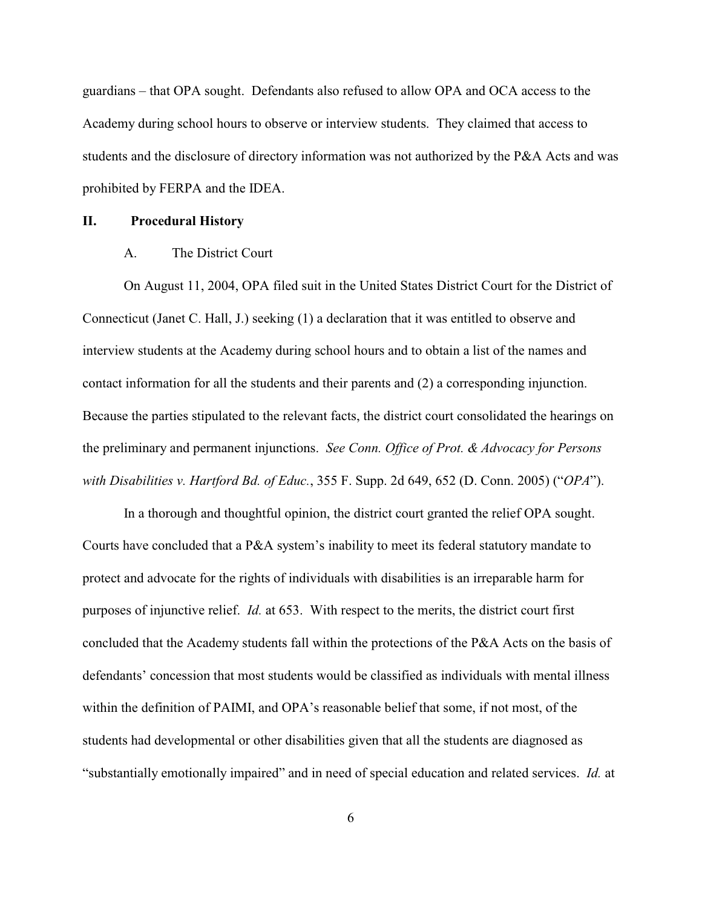guardians – that OPA sought. Defendants also refused to allow OPA and OCA access to the Academy during school hours to observe or interview students. They claimed that access to students and the disclosure of directory information was not authorized by the P&A Acts and was prohibited by FERPA and the IDEA.

## II. Procedural History

### A. The District Court

On August 11, 2004, OPA filed suit in the United States District Court for the District of Connecticut (Janet C. Hall, J.) seeking (1) a declaration that it was entitled to observe and interview students at the Academy during school hours and to obtain a list of the names and contact information for all the students and their parents and (2) a corresponding injunction. Because the parties stipulated to the relevant facts, the district court consolidated the hearings on the preliminary and permanent injunctions. *See Conn. Office of Prot. & Advocacy for Persons with Disabilities v. Hartford Bd. of Educ.*, 355 F. Supp. 2d 649, 652 (D. Conn. 2005) ("*OPA*").

In a thorough and thoughtful opinion, the district court granted the relief OPA sought. Courts have concluded that a P&A system's inability to meet its federal statutory mandate to protect and advocate for the rights of individuals with disabilities is an irreparable harm for purposes of injunctive relief. *Id.* at 653. With respect to the merits, the district court first concluded that the Academy students fall within the protections of the P&A Acts on the basis of defendants' concession that most students would be classified as individuals with mental illness within the definition of PAIMI, and OPA's reasonable belief that some, if not most, of the students had developmental or other disabilities given that all the students are diagnosed as "substantially emotionally impaired" and in need of special education and related services. *Id.* at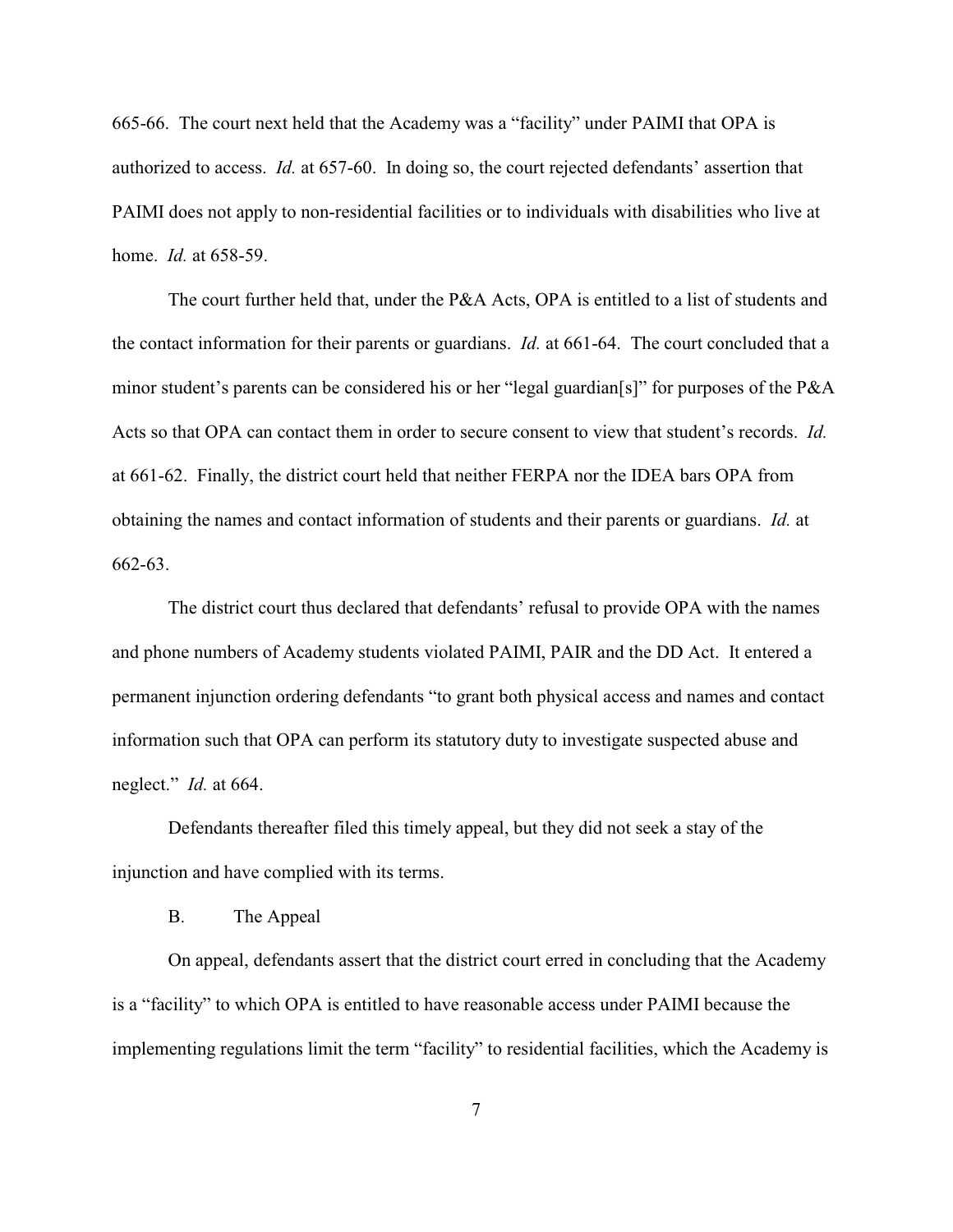665-66. The court next held that the Academy was a "facility" under PAIMI that OPA is authorized to access. *Id.* at 657-60. In doing so, the court rejected defendants' assertion that PAIMI does not apply to non-residential facilities or to individuals with disabilities who live at home. *Id.* at 658-59.

The court further held that, under the P&A Acts, OPA is entitled to a list of students and the contact information for their parents or guardians. *Id.* at 661-64. The court concluded that a minor student's parents can be considered his or her "legal guardian[s]" for purposes of the P&A Acts so that OPA can contact them in order to secure consent to view that student's records. *Id.* at 661-62. Finally, the district court held that neither FERPA nor the IDEA bars OPA from obtaining the names and contact information of students and their parents or guardians. *Id.* at 662-63.

The district court thus declared that defendants' refusal to provide OPA with the names and phone numbers of Academy students violated PAIMI, PAIR and the DD Act. It entered a permanent injunction ordering defendants "to grant both physical access and names and contact information such that OPA can perform its statutory duty to investigate suspected abuse and neglect." *Id.* at 664.

Defendants thereafter filed this timely appeal, but they did not seek a stay of the injunction and have complied with its terms.

B. The Appeal

On appeal, defendants assert that the district court erred in concluding that the Academy is a "facility" to which OPA is entitled to have reasonable access under PAIMI because the implementing regulations limit the term "facility" to residential facilities, which the Academy is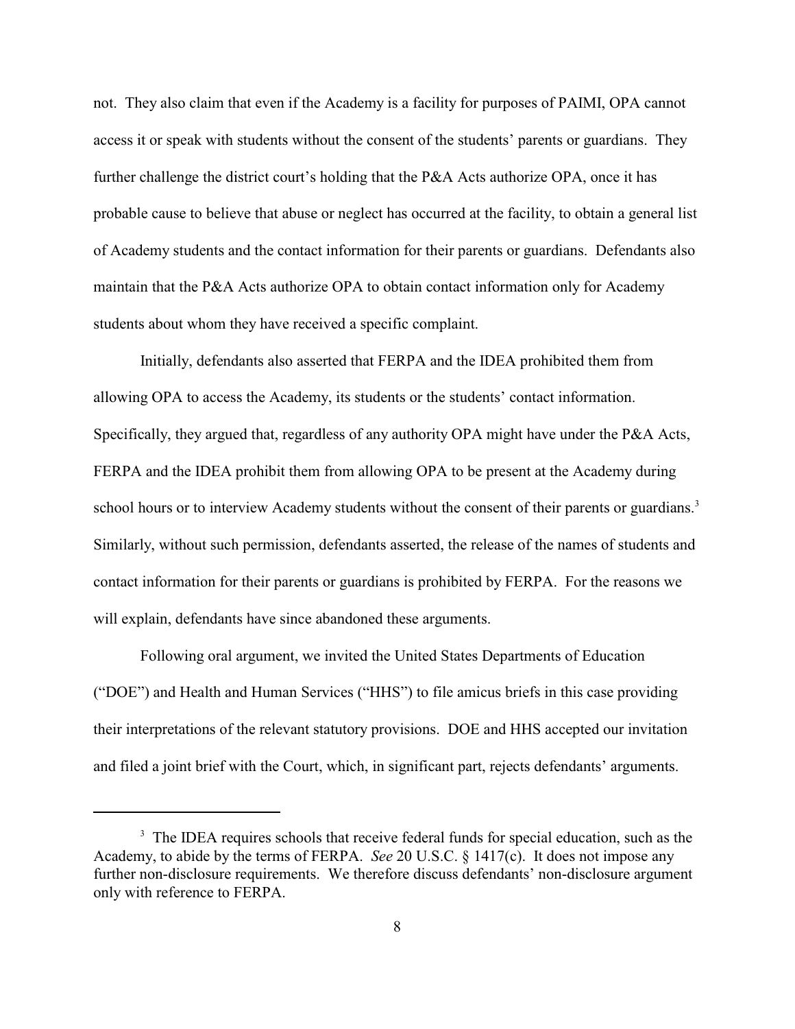not. They also claim that even if the Academy is a facility for purposes of PAIMI, OPA cannot access it or speak with students without the consent of the students' parents or guardians. They further challenge the district court's holding that the P&A Acts authorize OPA, once it has probable cause to believe that abuse or neglect has occurred at the facility, to obtain a general list of Academy students and the contact information for their parents or guardians. Defendants also maintain that the P&A Acts authorize OPA to obtain contact information only for Academy students about whom they have received a specific complaint.

Initially, defendants also asserted that FERPA and the IDEA prohibited them from allowing OPA to access the Academy, its students or the students' contact information. Specifically, they argued that, regardless of any authority OPA might have under the P&A Acts, FERPA and the IDEA prohibit them from allowing OPA to be present at the Academy during school hours or to interview Academy students without the consent of their parents or guardians.[3] Similarly, without such permission, defendants asserted, the release of the names of students and contact information for their parents or guardians is prohibited by FERPA. For the reasons we will explain, defendants have since abandoned these arguments.

Following oral argument, we invited the United States Departments of Education ("DOE") and Health and Human Services ("HHS") to file amicus briefs in this case providing their interpretations of the relevant statutory provisions. DOE and HHS accepted our invitation and filed a joint brief with the Court, which, in significant part, rejects defendants' arguments.

---

[3] The IDEA requires schools that receive federal funds for special education, such as the Academy, to abide by the terms of FERPA. *See* 20 U.S.C. § 1417(c). It does not impose any further non-disclosure requirements. We therefore discuss defendants' non-disclosure argument only with reference to FERPA.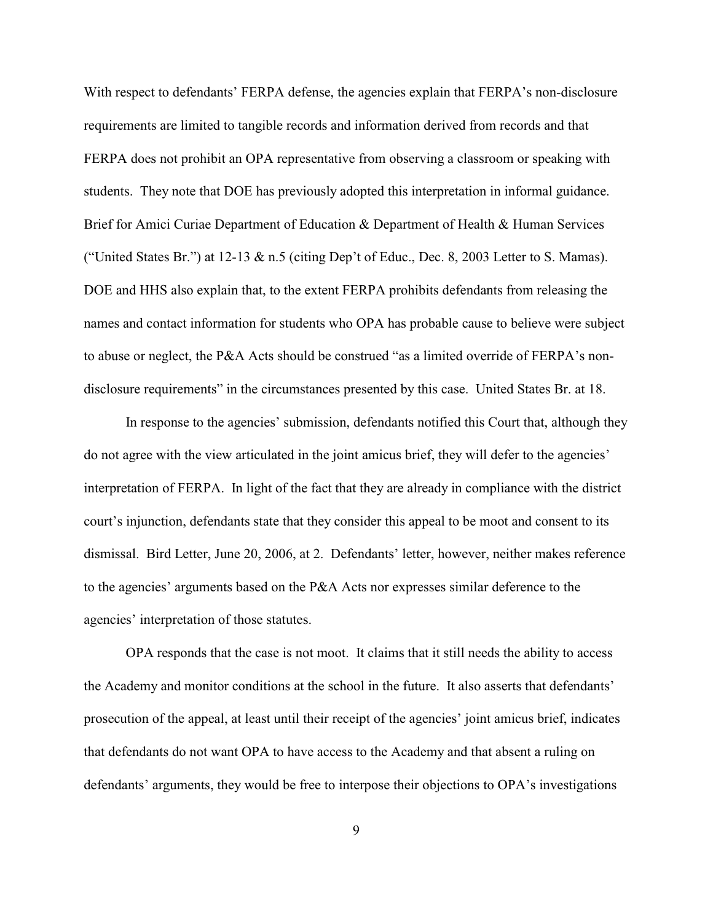With respect to defendants' FERPA defense, the agencies explain that FERPA's non-disclosure requirements are limited to tangible records and information derived from records and that FERPA does not prohibit an OPA representative from observing a classroom or speaking with students. They note that DOE has previously adopted this interpretation in informal guidance. Brief for Amici Curiae Department of Education & Department of Health & Human Services ("United States Br.") at 12-13 & n.5 (citing Dep't of Educ., Dec. 8, 2003 Letter to S. Mamas). DOE and HHS also explain that, to the extent FERPA prohibits defendants from releasing the names and contact information for students who OPA has probable cause to believe were subject to abuse or neglect, the P&A Acts should be construed "as a limited override of FERPA's non-disclosure requirements" in the circumstances presented by this case. United States Br. at 18.

In response to the agencies' submission, defendants notified this Court that, although they do not agree with the view articulated in the joint amicus brief, they will defer to the agencies' interpretation of FERPA. In light of the fact that they are already in compliance with the district court's injunction, defendants state that they consider this appeal to be moot and consent to its dismissal. Bird Letter, June 20, 2006, at 2. Defendants' letter, however, neither makes reference to the agencies' arguments based on the P&A Acts nor expresses similar deference to the agencies' interpretation of those statutes.

OPA responds that the case is not moot. It claims that it still needs the ability to access the Academy and monitor conditions at the school in the future. It also asserts that defendants' prosecution of the appeal, at least until their receipt of the agencies' joint amicus brief, indicates that defendants do not want OPA to have access to the Academy and that absent a ruling on defendants' arguments, they would be free to interpose their objections to OPA's investigations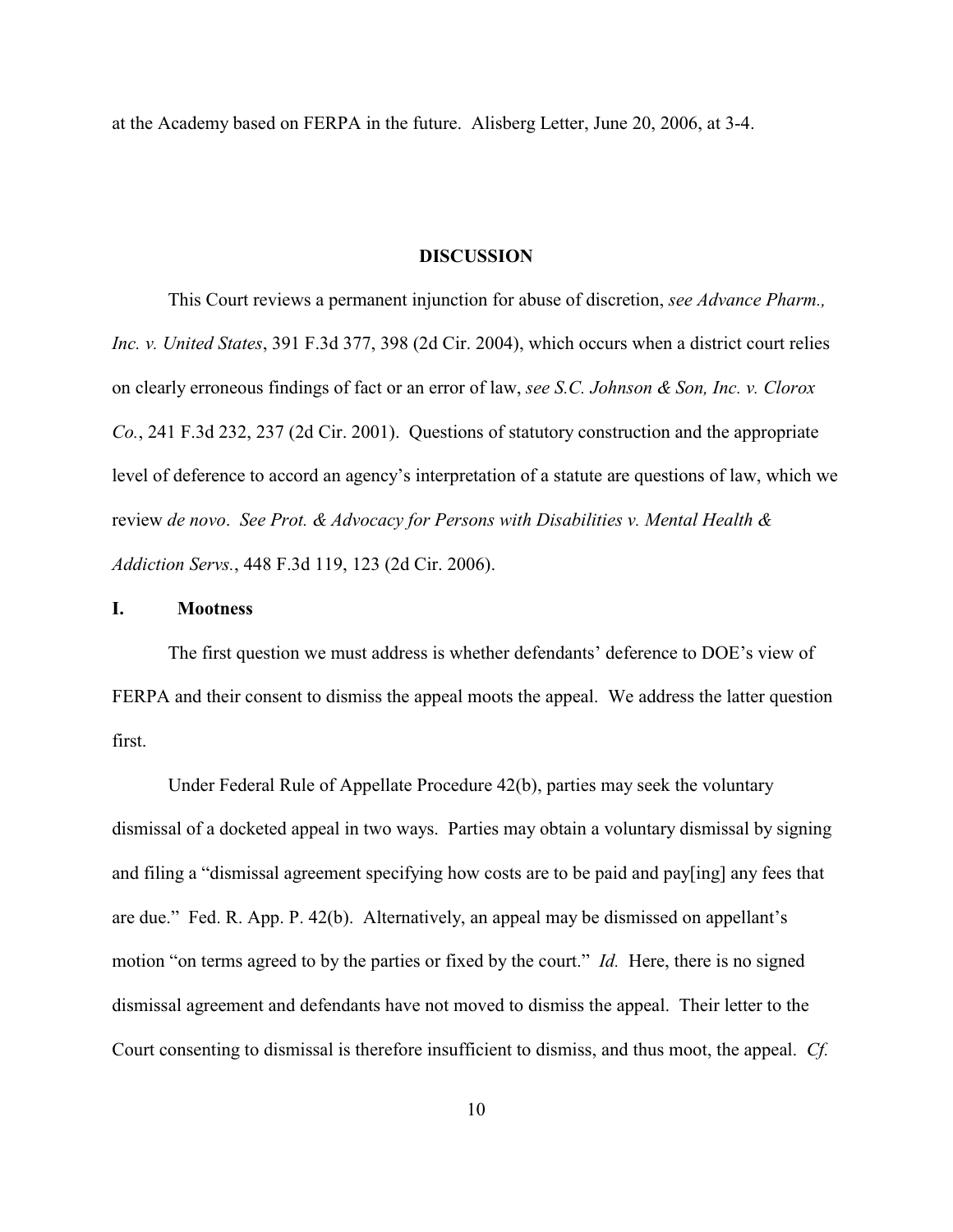at the Academy based on FERPA in the future. Alisberg Letter, June 20, 2006, at 3-4.

## DISCUSSION

This Court reviews a permanent injunction for abuse of discretion, *see Advance Pharm., Inc. v. United States*, 391 F.3d 377, 398 (2d Cir. 2004), which occurs when a district court relies on clearly erroneous findings of fact or an error of law, *see S.C. Johnson & Son, Inc. v. Clorox Co.*, 241 F.3d 232, 237 (2d Cir. 2001). Questions of statutory construction and the appropriate level of deference to accord an agency's interpretation of a statute are questions of law, which we review *de novo*. *See Prot. & Advocacy for Persons with Disabilities v. Mental Health & Addiction Servs.*, 448 F.3d 119, 123 (2d Cir. 2006).

### I. Mootness

The first question we must address is whether defendants' deference to DOE's view of FERPA and their consent to dismiss the appeal moots the appeal. We address the latter question first.

Under Federal Rule of Appellate Procedure 42(b), parties may seek the voluntary dismissal of a docketed appeal in two ways. Parties may obtain a voluntary dismissal by signing and filing a "dismissal agreement specifying how costs are to be paid and pay[ing] any fees that are due." Fed. R. App. P. 42(b). Alternatively, an appeal may be dismissed on appellant's motion "on terms agreed to by the parties or fixed by the court." *Id.* Here, there is no signed dismissal agreement and defendants have not moved to dismiss the appeal. Their letter to the Court consenting to dismissal is therefore insufficient to dismiss, and thus moot, the appeal. *Cf.*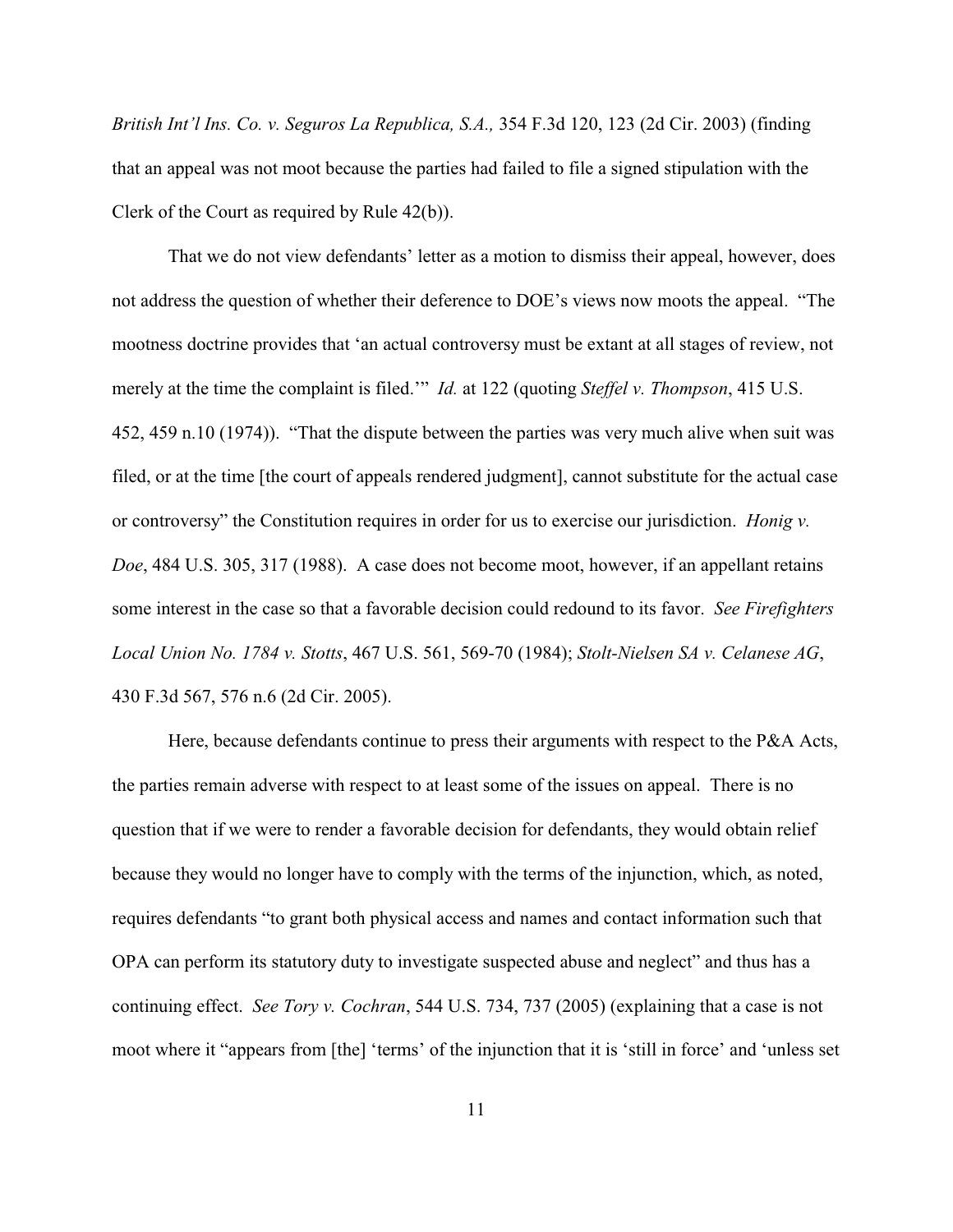*British Int'l Ins. Co. v. Seguros La Republica, S.A.*, 354 F.3d 120, 123 (2d Cir. 2003) (finding that an appeal was not moot because the parties had failed to file a signed stipulation with the Clerk of the Court as required by Rule 42(b)).

That we do not view defendants' letter as a motion to dismiss their appeal, however, does not address the question of whether their deference to DOE's views now moots the appeal. "The mootness doctrine provides that 'an actual controversy must be extant at all stages of review, not merely at the time the complaint is filed.'" *Id.* at 122 (quoting *Steffel v. Thompson*, 415 U.S. 452, 459 n.10 (1974)). "That the dispute between the parties was very much alive when suit was filed, or at the time [the court of appeals rendered judgment], cannot substitute for the actual case or controversy" the Constitution requires in order for us to exercise our jurisdiction. *Honig v. Doe*, 484 U.S. 305, 317 (1988). A case does not become moot, however, if an appellant retains some interest in the case so that a favorable decision could redound to its favor. *See Firefighters Local Union No. 1784 v. Stotts*, 467 U.S. 561, 569-70 (1984); *Stolt-Nielsen SA v. Celanese AG*, 430 F.3d 567, 576 n.6 (2d Cir. 2005).

Here, because defendants continue to press their arguments with respect to the P&A Acts, the parties remain adverse with respect to at least some of the issues on appeal. There is no question that if we were to render a favorable decision for defendants, they would obtain relief because they would no longer have to comply with the terms of the injunction, which, as noted, requires defendants "to grant both physical access and names and contact information such that OPA can perform its statutory duty to investigate suspected abuse and neglect" and thus has a continuing effect. *See Tory v. Cochran*, 544 U.S. 734, 737 (2005) (explaining that a case is not moot where it "appears from [the] 'terms' of the injunction that it is 'still in force' and 'unless set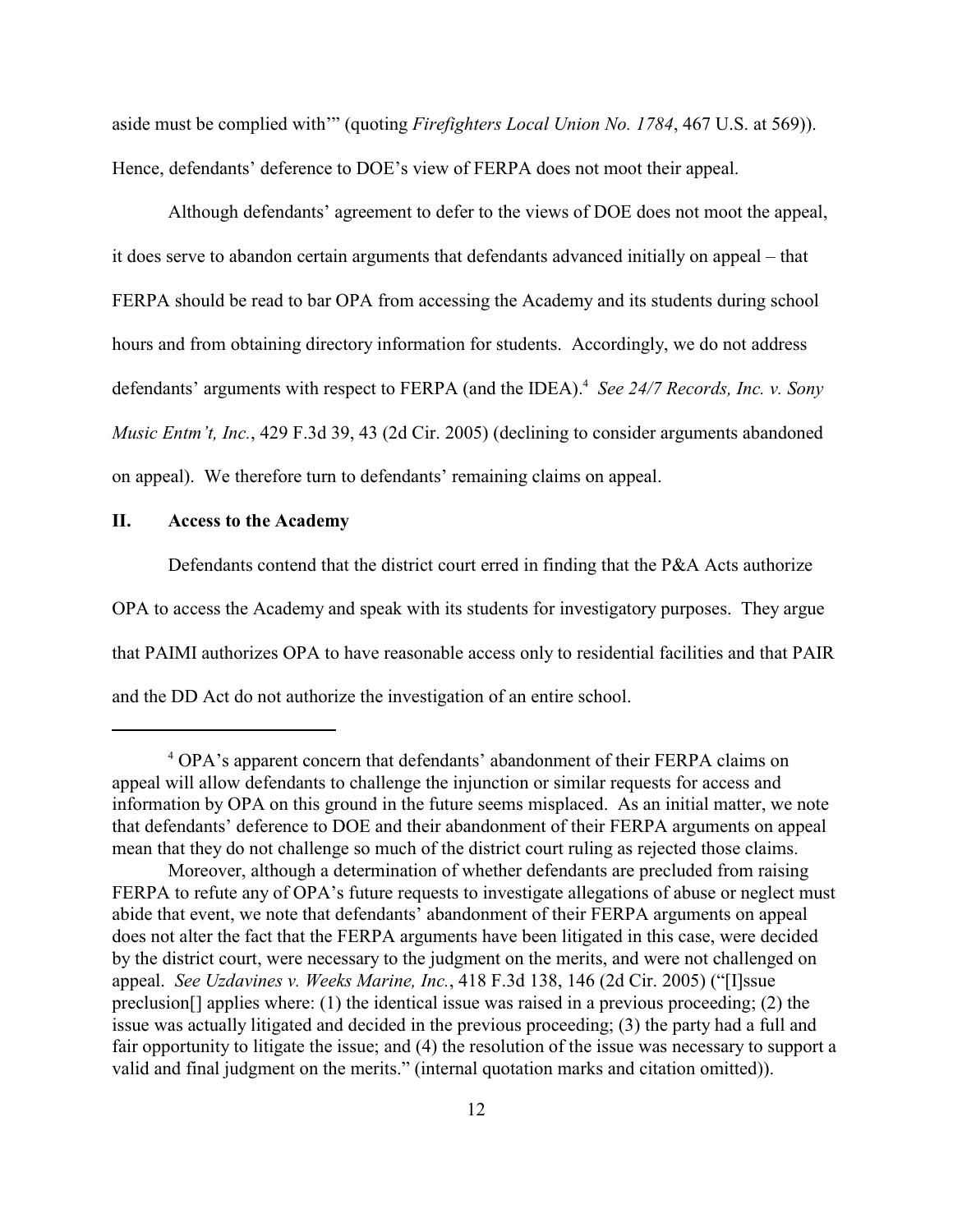aside must be complied with'" (quoting *Firefighters Local Union No. 1784*, 467 U.S. at 569)). Hence, defendants' deference to DOE's view of FERPA does not moot their appeal.

Although defendants' agreement to defer to the views of DOE does not moot the appeal, it does serve to abandon certain arguments that defendants advanced initially on appeal – that FERPA should be read to bar OPA from accessing the Academy and its students during school hours and from obtaining directory information for students. Accordingly, we do not address defendants' arguments with respect to FERPA (and the IDEA).[4] *See 24/7 Records, Inc. v. Sony Music Entm't, Inc.*, 429 F.3d 39, 43 (2d Cir. 2005) (declining to consider arguments abandoned on appeal). We therefore turn to defendants' remaining claims on appeal.

## II. Access to the Academy

Defendants contend that the district court erred in finding that the P&A Acts authorize OPA to access the Academy and speak with its students for investigatory purposes. They argue that PAIMI authorizes OPA to have reasonable access only to residential facilities and that PAIR and the DD Act do not authorize the investigation of an entire school.

---

[4] OPA's apparent concern that defendants' abandonment of their FERPA claims on appeal will allow defendants to challenge the injunction or similar requests for access and information by OPA on this ground in the future seems misplaced. As an initial matter, we note that defendants' deference to DOE and their abandonment of their FERPA arguments on appeal mean that they do not challenge so much of the district court ruling as rejected those claims.

Moreover, although a determination of whether defendants are precluded from raising FERPA to refute any of OPA's future requests to investigate allegations of abuse or neglect must abide that event, we note that defendants' abandonment of their FERPA arguments on appeal does not alter the fact that the FERPA arguments have been litigated in this case, were decided by the district court, were necessary to the judgment on the merits, and were not challenged on appeal. *See Uzdavines v. Weeks Marine, Inc.*, 418 F.3d 138, 146 (2d Cir. 2005) ("[I]ssue preclusion[] applies where: (1) the identical issue was raised in a previous proceeding; (2) the issue was actually litigated and decided in the previous proceeding; (3) the party had a full and fair opportunity to litigate the issue; and (4) the resolution of the issue was necessary to support a valid and final judgment on the merits." (internal quotation marks and citation omitted)).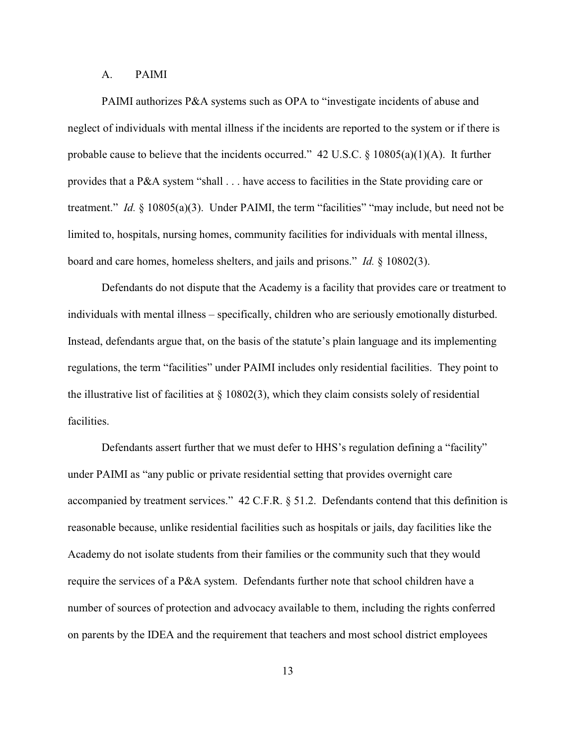### A. PAIMI

PAIMI authorizes P&A systems such as OPA to "investigate incidents of abuse and neglect of individuals with mental illness if the incidents are reported to the system or if there is probable cause to believe that the incidents occurred." 42 U.S.C. § 10805(a)(1)(A). It further provides that a P&A system "shall . . . have access to facilities in the State providing care or treatment." *Id.* § 10805(a)(3). Under PAIMI, the term "facilities" "may include, but need not be limited to, hospitals, nursing homes, community facilities for individuals with mental illness, board and care homes, homeless shelters, and jails and prisons." *Id.* § 10802(3).

Defendants do not dispute that the Academy is a facility that provides care or treatment to individuals with mental illness – specifically, children who are seriously emotionally disturbed. Instead, defendants argue that, on the basis of the statute's plain language and its implementing regulations, the term "facilities" under PAIMI includes only residential facilities. They point to the illustrative list of facilities at § 10802(3), which they claim consists solely of residential facilities.

Defendants assert further that we must defer to HHS's regulation defining a "facility" under PAIMI as "any public or private residential setting that provides overnight care accompanied by treatment services." 42 C.F.R. § 51.2. Defendants contend that this definition is reasonable because, unlike residential facilities such as hospitals or jails, day facilities like the Academy do not isolate students from their families or the community such that they would require the services of a P&A system. Defendants further note that school children have a number of sources of protection and advocacy available to them, including the rights conferred on parents by the IDEA and the requirement that teachers and most school district employees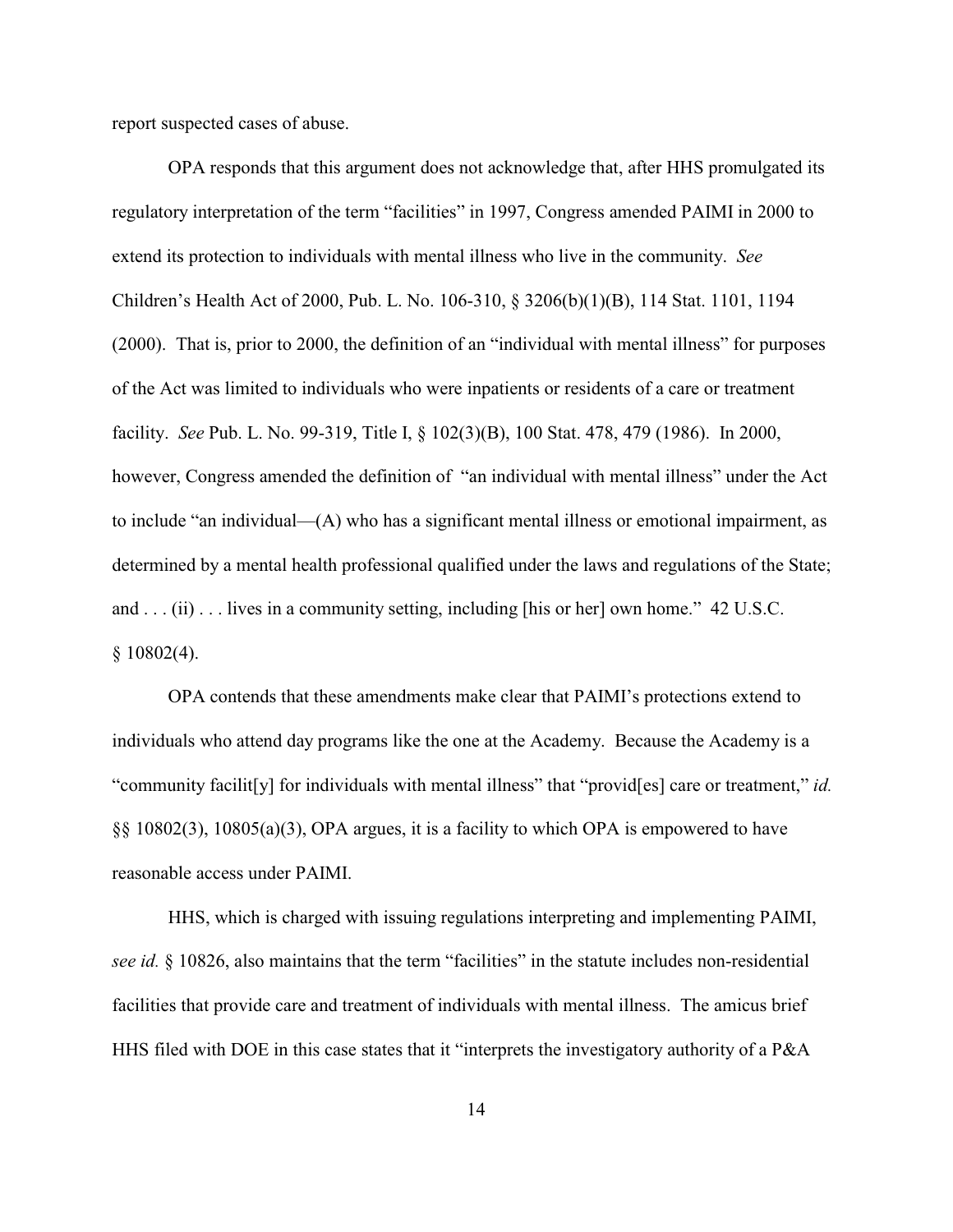report suspected cases of abuse.

OPA responds that this argument does not acknowledge that, after HHS promulgated its regulatory interpretation of the term "facilities" in 1997, Congress amended PAIMI in 2000 to extend its protection to individuals with mental illness who live in the community. *See* Children's Health Act of 2000, Pub. L. No. 106-310, § 3206(b)(1)(B), 114 Stat. 1101, 1194 (2000). That is, prior to 2000, the definition of an "individual with mental illness" for purposes of the Act was limited to individuals who were inpatients or residents of a care or treatment facility. *See* Pub. L. No. 99-319, Title I, § 102(3)(B), 100 Stat. 478, 479 (1986). In 2000, however, Congress amended the definition of "an individual with mental illness" under the Act to include "an individual—(A) who has a significant mental illness or emotional impairment, as determined by a mental health professional qualified under the laws and regulations of the State; and . . . (ii) . . . lives in a community setting, including [his or her] own home." 42 U.S.C. § 10802(4).

OPA contends that these amendments make clear that PAIMI's protections extend to individuals who attend day programs like the one at the Academy. Because the Academy is a "community facilit[y] for individuals with mental illness" that "provid[es] care or treatment," *id.* §§ 10802(3), 10805(a)(3), OPA argues, it is a facility to which OPA is empowered to have reasonable access under PAIMI.

HHS, which is charged with issuing regulations interpreting and implementing PAIMI, *see id.* § 10826, also maintains that the term "facilities" in the statute includes non-residential facilities that provide care and treatment of individuals with mental illness. The amicus brief HHS filed with DOE in this case states that it "interprets the investigatory authority of a P&A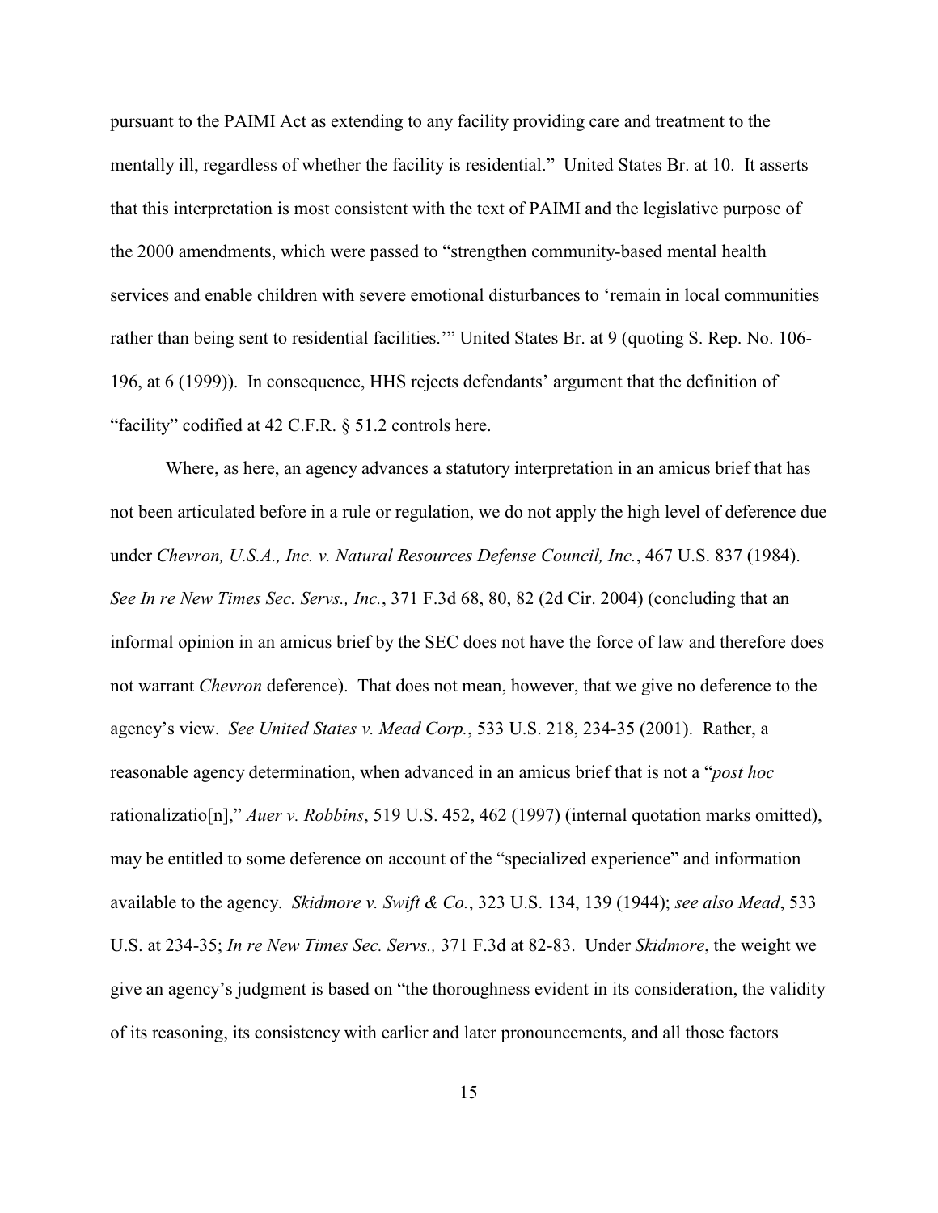pursuant to the PAIMI Act as extending to any facility providing care and treatment to the mentally ill, regardless of whether the facility is residential." United States Br. at 10. It asserts that this interpretation is most consistent with the text of PAIMI and the legislative purpose of the 2000 amendments, which were passed to "strengthen community-based mental health services and enable children with severe emotional disturbances to 'remain in local communities rather than being sent to residential facilities.'" United States Br. at 9 (quoting S. Rep. No. 106-196, at 6 (1999)). In consequence, HHS rejects defendants' argument that the definition of "facility" codified at 42 C.F.R. § 51.2 controls here.

Where, as here, an agency advances a statutory interpretation in an amicus brief that has not been articulated before in a rule or regulation, we do not apply the high level of deference due under *Chevron, U.S.A., Inc. v. Natural Resources Defense Council, Inc.*, 467 U.S. 837 (1984). *See In re New Times Sec. Servs., Inc.*, 371 F.3d 68, 80, 82 (2d Cir. 2004) (concluding that an informal opinion in an amicus brief by the SEC does not have the force of law and therefore does not warrant *Chevron* deference). That does not mean, however, that we give no deference to the agency's view. *See United States v. Mead Corp.*, 533 U.S. 218, 234-35 (2001). Rather, a reasonable agency determination, when advanced in an amicus brief that is not a "*post hoc* rationalizatio[n]," *Auer v. Robbins*, 519 U.S. 452, 462 (1997) (internal quotation marks omitted), may be entitled to some deference on account of the "specialized experience" and information available to the agency. *Skidmore v. Swift & Co.*, 323 U.S. 134, 139 (1944); *see also Mead*, 533 U.S. at 234-35; *In re New Times Sec. Servs.,* 371 F.3d at 82-83. Under *Skidmore*, the weight we give an agency's judgment is based on "the thoroughness evident in its consideration, the validity of its reasoning, its consistency with earlier and later pronouncements, and all those factors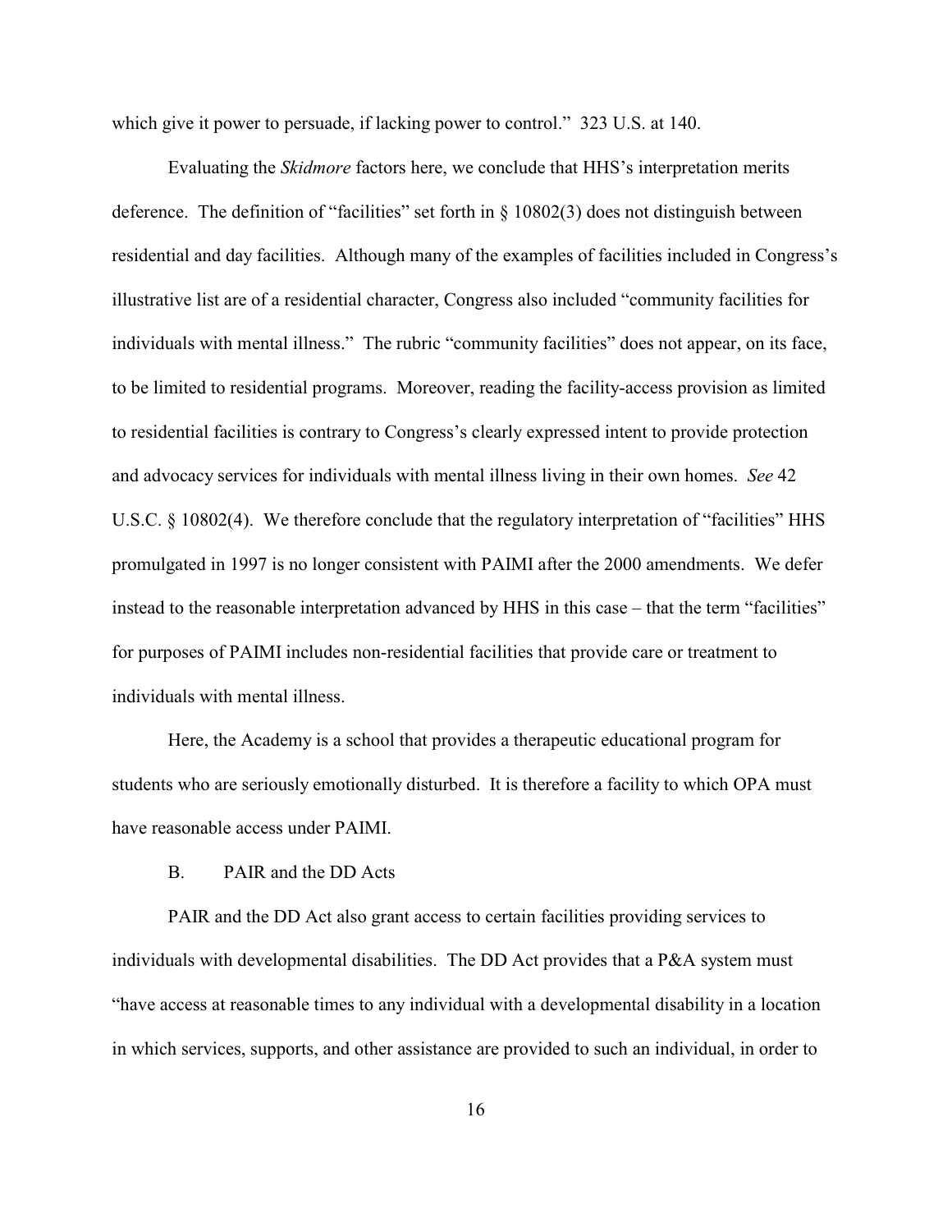which give it power to persuade, if lacking power to control." 323 U.S. at 140.

Evaluating the *Skidmore* factors here, we conclude that HHS's interpretation merits deference. The definition of "facilities" set forth in § 10802(3) does not distinguish between residential and day facilities. Although many of the examples of facilities included in Congress's illustrative list are of a residential character, Congress also included "community facilities for individuals with mental illness." The rubric "community facilities" does not appear, on its face, to be limited to residential programs. Moreover, reading the facility-access provision as limited to residential facilities is contrary to Congress's clearly expressed intent to provide protection and advocacy services for individuals with mental illness living in their own homes. *See* 42 U.S.C. § 10802(4). We therefore conclude that the regulatory interpretation of "facilities" HHS promulgated in 1997 is no longer consistent with PAIMI after the 2000 amendments. We defer instead to the reasonable interpretation advanced by HHS in this case – that the term "facilities" for purposes of PAIMI includes non-residential facilities that provide care or treatment to individuals with mental illness.

Here, the Academy is a school that provides a therapeutic educational program for students who are seriously emotionally disturbed. It is therefore a facility to which OPA must have reasonable access under PAIMI.

### B. PAIR and the DD Acts

PAIR and the DD Act also grant access to certain facilities providing services to individuals with developmental disabilities. The DD Act provides that a P&A system must "have access at reasonable times to any individual with a developmental disability in a location in which services, supports, and other assistance are provided to such an individual, in order to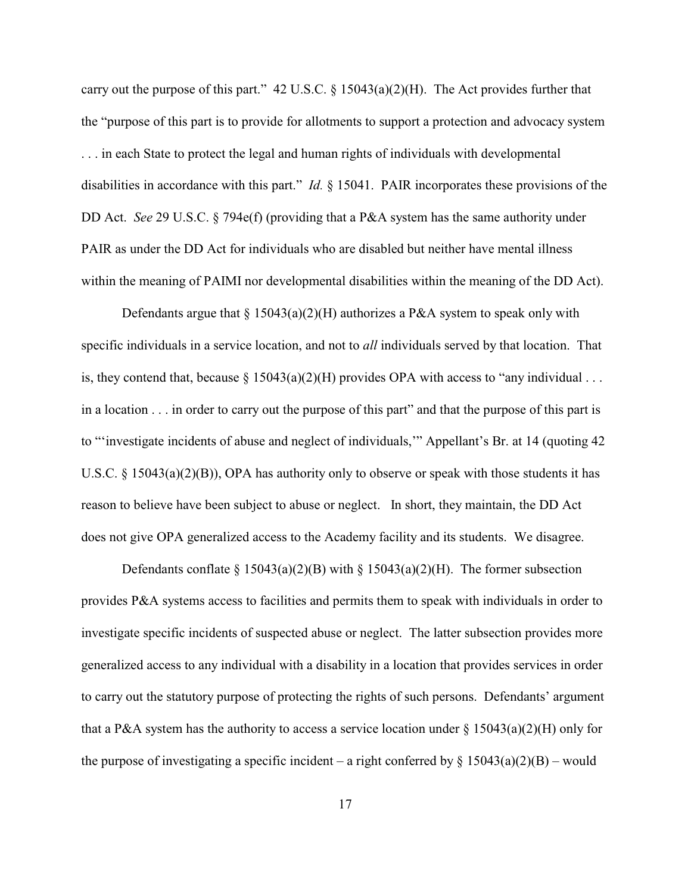carry out the purpose of this part." 42 U.S.C. § 15043(a)(2)(H). The Act provides further that the "purpose of this part is to provide for allotments to support a protection and advocacy system . . . in each State to protect the legal and human rights of individuals with developmental disabilities in accordance with this part." *Id.* § 15041. PAIR incorporates these provisions of the DD Act. *See* 29 U.S.C. § 794e(f) (providing that a P&A system has the same authority under PAIR as under the DD Act for individuals who are disabled but neither have mental illness within the meaning of PAIMI nor developmental disabilities within the meaning of the DD Act).

Defendants argue that § 15043(a)(2)(H) authorizes a P&A system to speak only with specific individuals in a service location, and not to *all* individuals served by that location. That is, they contend that, because § 15043(a)(2)(H) provides OPA with access to "any individual . . . in a location . . . in order to carry out the purpose of this part" and that the purpose of this part is to "'investigate incidents of abuse and neglect of individuals,'" Appellant's Br. at 14 (quoting 42 U.S.C. § 15043(a)(2)(B)), OPA has authority only to observe or speak with those students it has reason to believe have been subject to abuse or neglect. In short, they maintain, the DD Act does not give OPA generalized access to the Academy facility and its students. We disagree.

Defendants conflate § 15043(a)(2)(B) with § 15043(a)(2)(H). The former subsection provides P&A systems access to facilities and permits them to speak with individuals in order to investigate specific incidents of suspected abuse or neglect. The latter subsection provides more generalized access to any individual with a disability in a location that provides services in order to carry out the statutory purpose of protecting the rights of such persons. Defendants' argument that a P&A system has the authority to access a service location under § 15043(a)(2)(H) only for the purpose of investigating a specific incident – a right conferred by § 15043(a)(2)(B) – would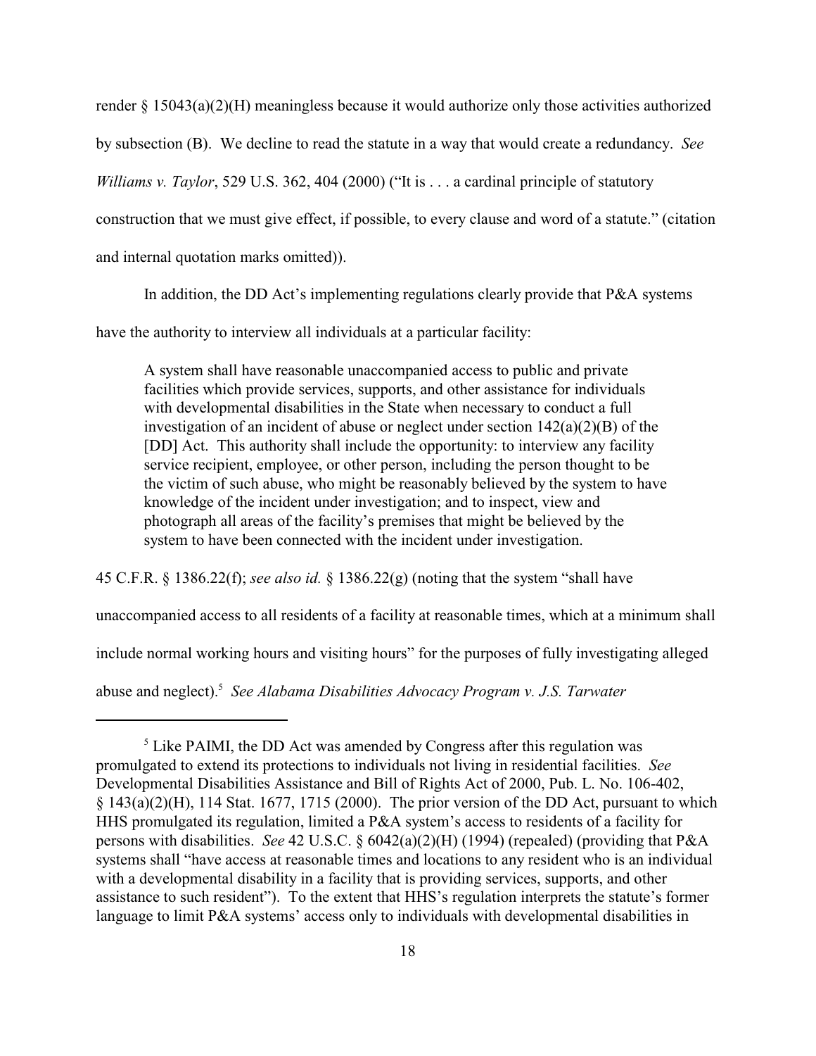render § 15043(a)(2)(H) meaningless because it would authorize only those activities authorized by subsection (B). We decline to read the statute in a way that would create a redundancy. *See Williams v. Taylor*, 529 U.S. 362, 404 (2000) ("It is . . . a cardinal principle of statutory construction that we must give effect, if possible, to every clause and word of a statute." (citation and internal quotation marks omitted)).

In addition, the DD Act's implementing regulations clearly provide that P&A systems have the authority to interview all individuals at a particular facility:

> A system shall have reasonable unaccompanied access to public and private facilities which provide services, supports, and other assistance for individuals with developmental disabilities in the State when necessary to conduct a full investigation of an incident of abuse or neglect under section 142(a)(2)(B) of the [DD] Act. This authority shall include the opportunity: to interview any facility service recipient, employee, or other person, including the person thought to be the victim of such abuse, who might be reasonably believed by the system to have knowledge of the incident under investigation; and to inspect, view and photograph all areas of the facility's premises that might be believed by the system to have been connected with the incident under investigation.

45 C.F.R. § 1386.22(f); *see also id.* § 1386.22(g) (noting that the system "shall have unaccompanied access to all residents of a facility at reasonable times, which at a minimum shall include normal working hours and visiting hours" for the purposes of fully investigating alleged abuse and neglect).[5] *See Alabama Disabilities Advocacy Program v. J.S. Tarwater*

---

[5] Like PAIMI, the DD Act was amended by Congress after this regulation was promulgated to extend its protections to individuals not living in residential facilities. *See* Developmental Disabilities Assistance and Bill of Rights Act of 2000, Pub. L. No. 106-402, § 143(a)(2)(H), 114 Stat. 1677, 1715 (2000). The prior version of the DD Act, pursuant to which HHS promulgated its regulation, limited a P&A system's access to residents of a facility for persons with disabilities. *See* 42 U.S.C. § 6042(a)(2)(H) (1994) (repealed) (providing that P&A systems shall "have access at reasonable times and locations to any resident who is an individual with a developmental disability in a facility that is providing services, supports, and other assistance to such resident"). To the extent that HHS's regulation interprets the statute's former language to limit P&A systems' access only to individuals with developmental disabilities in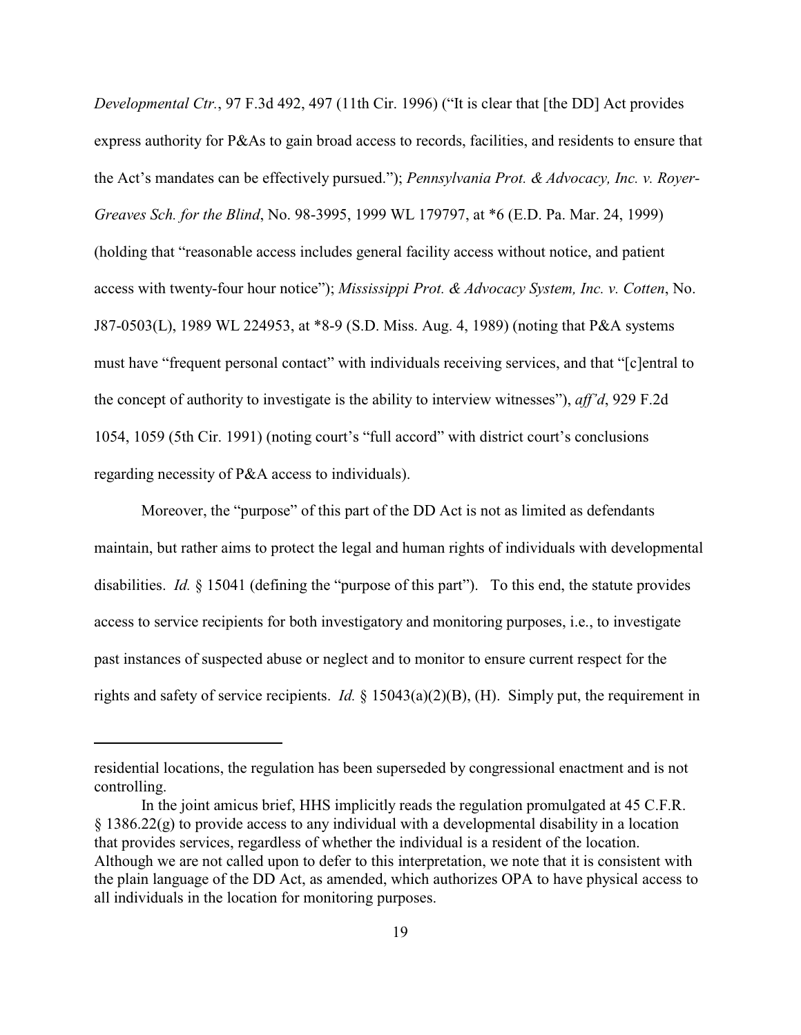*Developmental Ctr.*, 97 F.3d 492, 497 (11th Cir. 1996) ("It is clear that [the DD] Act provides express authority for P&As to gain broad access to records, facilities, and residents to ensure that the Act's mandates can be effectively pursued."); *Pennsylvania Prot. & Advocacy, Inc. v. Royer-Greaves Sch. for the Blind*, No. 98-3995, 1999 WL 179797, at *6 (E.D. Pa. Mar. 24, 1999) (holding that "reasonable access includes general facility access without notice, and patient access with twenty-four hour notice"); *Mississippi Prot. & Advocacy System, Inc. v. Cotten*, No. J87-0503(L), 1989 WL 224953, at *8-9 (S.D. Miss. Aug. 4, 1989) (noting that P&A systems must have "frequent personal contact" with individuals receiving services, and that "[c]entral to the concept of authority to investigate is the ability to interview witnesses"), *aff'd*, 929 F.2d 1054, 1059 (5th Cir. 1991) (noting court's "full accord" with district court's conclusions regarding necessity of P&A access to individuals).

Moreover, the "purpose" of this part of the DD Act is not as limited as defendants maintain, but rather aims to protect the legal and human rights of individuals with developmental disabilities. *Id.* § 15041 (defining the "purpose of this part"). To this end, the statute provides access to service recipients for both investigatory and monitoring purposes, i.e., to investigate past instances of suspected abuse or neglect and to monitor to ensure current respect for the rights and safety of service recipients. *Id.* § 15043(a)(2)(B), (H). Simply put, the requirement in

---

residential locations, the regulation has been superseded by congressional enactment and is not controlling.

In the joint amicus brief, HHS implicitly reads the regulation promulgated at 45 C.F.R. § 1386.22(g) to provide access to any individual with a developmental disability in a location that provides services, regardless of whether the individual is a resident of the location. Although we are not called upon to defer to this interpretation, we note that it is consistent with the plain language of the DD Act, as amended, which authorizes OPA to have physical access to all individuals in the location for monitoring purposes.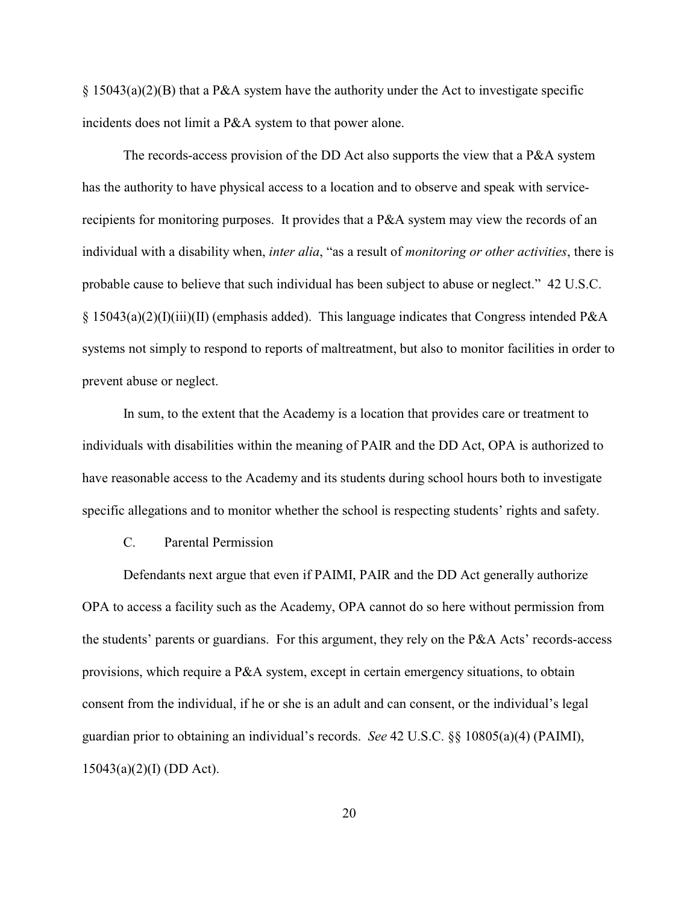§ 15043(a)(2)(B) that a P&A system have the authority under the Act to investigate specific incidents does not limit a P&A system to that power alone.

The records-access provision of the DD Act also supports the view that a P&A system has the authority to have physical access to a location and to observe and speak with service-recipients for monitoring purposes. It provides that a P&A system may view the records of an individual with a disability when, *inter alia*, "as a result of *monitoring or other activities*, there is probable cause to believe that such individual has been subject to abuse or neglect." 42 U.S.C. § 15043(a)(2)(I)(iii)(II) (emphasis added). This language indicates that Congress intended P&A systems not simply to respond to reports of maltreatment, but also to monitor facilities in order to prevent abuse or neglect.

In sum, to the extent that the Academy is a location that provides care or treatment to individuals with disabilities within the meaning of PAIR and the DD Act, OPA is authorized to have reasonable access to the Academy and its students during school hours both to investigate specific allegations and to monitor whether the school is respecting students' rights and safety.

C. Parental Permission

Defendants next argue that even if PAIMI, PAIR and the DD Act generally authorize OPA to access a facility such as the Academy, OPA cannot do so here without permission from the students' parents or guardians. For this argument, they rely on the P&A Acts' records-access provisions, which require a P&A system, except in certain emergency situations, to obtain consent from the individual, if he or she is an adult and can consent, or the individual's legal guardian prior to obtaining an individual's records. *See* 42 U.S.C. §§ 10805(a)(4) (PAIMI), 15043(a)(2)(I) (DD Act).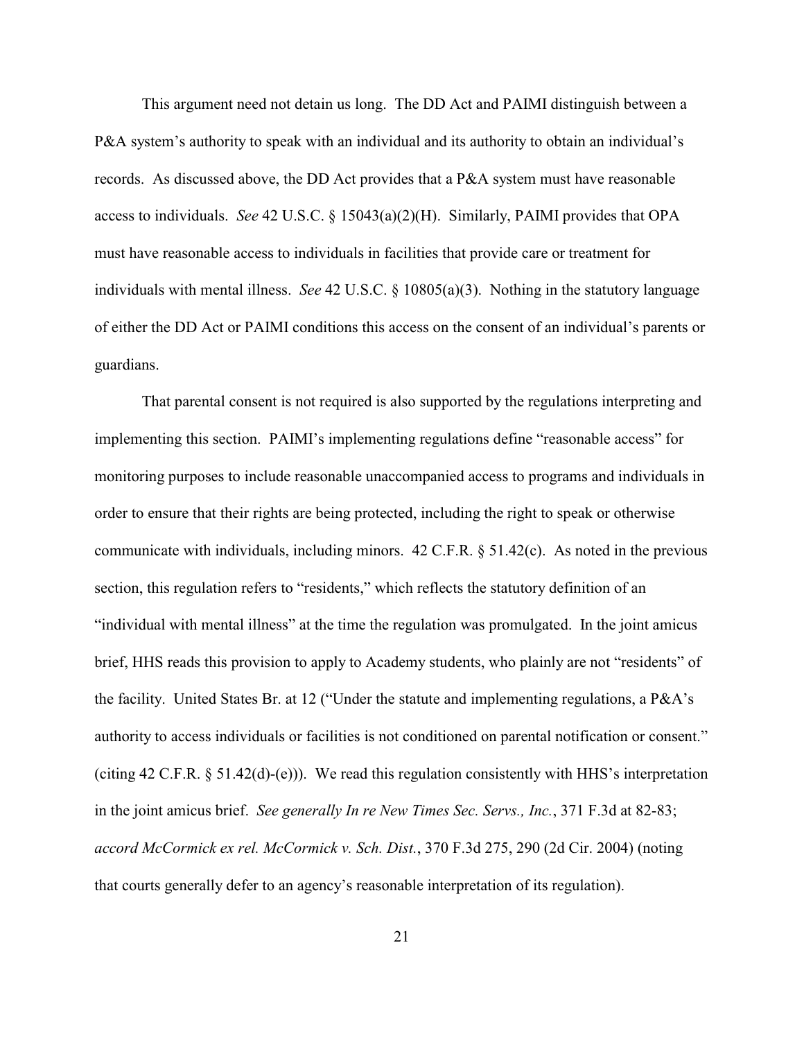This argument need not detain us long. The DD Act and PAIMI distinguish between a P&A system's authority to speak with an individual and its authority to obtain an individual's records. As discussed above, the DD Act provides that a P&A system must have reasonable access to individuals. *See* 42 U.S.C. § 15043(a)(2)(H). Similarly, PAIMI provides that OPA must have reasonable access to individuals in facilities that provide care or treatment for individuals with mental illness. *See* 42 U.S.C. § 10805(a)(3). Nothing in the statutory language of either the DD Act or PAIMI conditions this access on the consent of an individual's parents or guardians.

That parental consent is not required is also supported by the regulations interpreting and implementing this section. PAIMI's implementing regulations define "reasonable access" for monitoring purposes to include reasonable unaccompanied access to programs and individuals in order to ensure that their rights are being protected, including the right to speak or otherwise communicate with individuals, including minors. 42 C.F.R. § 51.42(c). As noted in the previous section, this regulation refers to "residents," which reflects the statutory definition of an "individual with mental illness" at the time the regulation was promulgated. In the joint amicus brief, HHS reads this provision to apply to Academy students, who plainly are not "residents" of the facility. United States Br. at 12 ("Under the statute and implementing regulations, a P&A's authority to access individuals or facilities is not conditioned on parental notification or consent." (citing 42 C.F.R. § 51.42(d)-(e))). We read this regulation consistently with HHS's interpretation in the joint amicus brief. *See generally In re New Times Sec. Servs., Inc.*, 371 F.3d at 82-83; *accord McCormick ex rel. McCormick v. Sch. Dist.*, 370 F.3d 275, 290 (2d Cir. 2004) (noting that courts generally defer to an agency's reasonable interpretation of its regulation).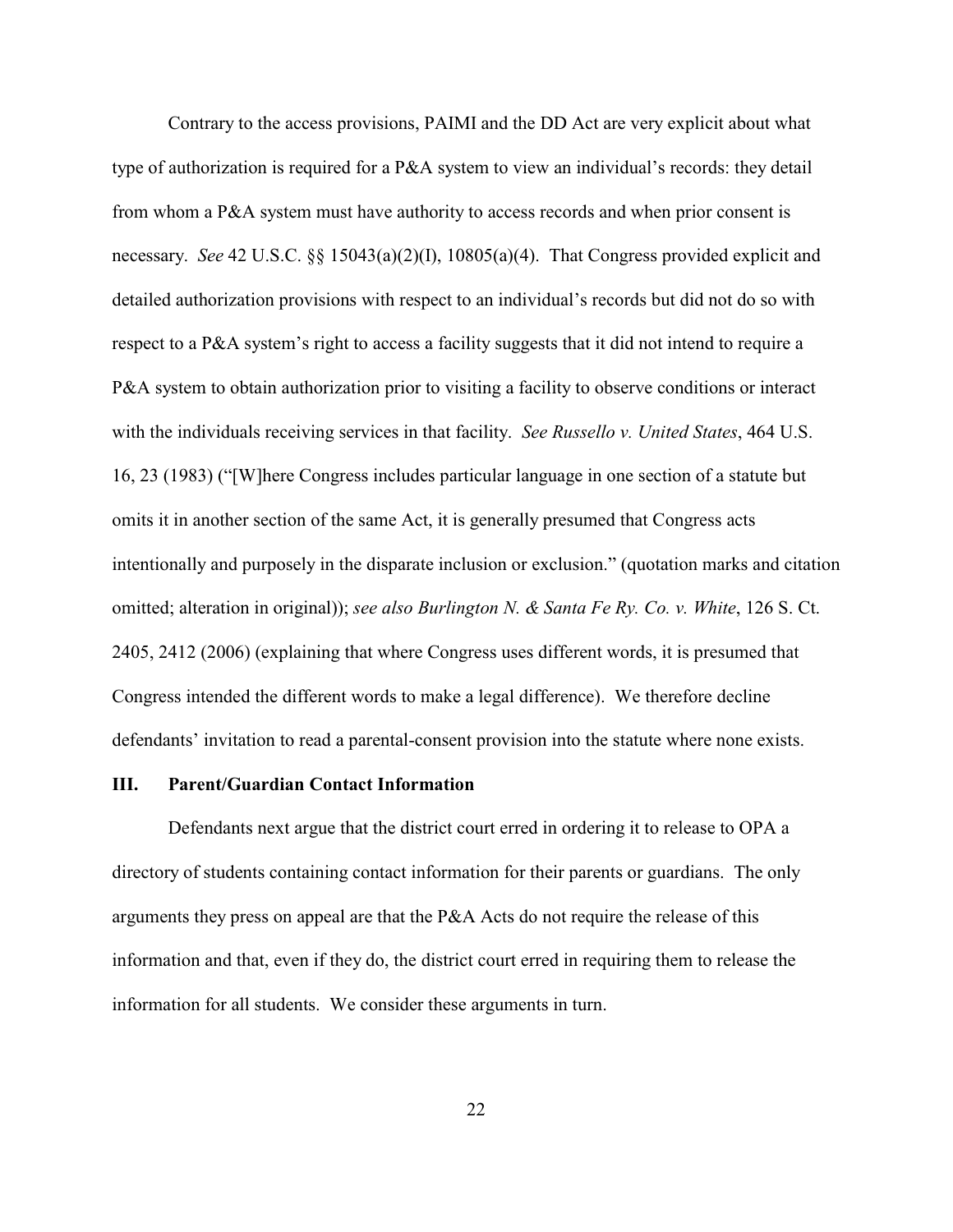Contrary to the access provisions, PAIMI and the DD Act are very explicit about what type of authorization is required for a P&A system to view an individual's records: they detail from whom a P&A system must have authority to access records and when prior consent is necessary. *See* 42 U.S.C. §§ 15043(a)(2)(I), 10805(a)(4). That Congress provided explicit and detailed authorization provisions with respect to an individual's records but did not do so with respect to a P&A system's right to access a facility suggests that it did not intend to require a P&A system to obtain authorization prior to visiting a facility to observe conditions or interact with the individuals receiving services in that facility. *See Russello v. United States*, 464 U.S. 16, 23 (1983) ("[W]here Congress includes particular language in one section of a statute but omits it in another section of the same Act, it is generally presumed that Congress acts intentionally and purposely in the disparate inclusion or exclusion." (quotation marks and citation omitted; alteration in original)); *see also Burlington N. & Santa Fe Ry. Co. v. White*, 126 S. Ct. 2405, 2412 (2006) (explaining that where Congress uses different words, it is presumed that Congress intended the different words to make a legal difference). We therefore decline defendants' invitation to read a parental-consent provision into the statute where none exists.

## III. Parent/Guardian Contact Information

Defendants next argue that the district court erred in ordering it to release to OPA a directory of students containing contact information for their parents or guardians. The only arguments they press on appeal are that the P&A Acts do not require the release of this information and that, even if they do, the district court erred in requiring them to release the information for all students. We consider these arguments in turn.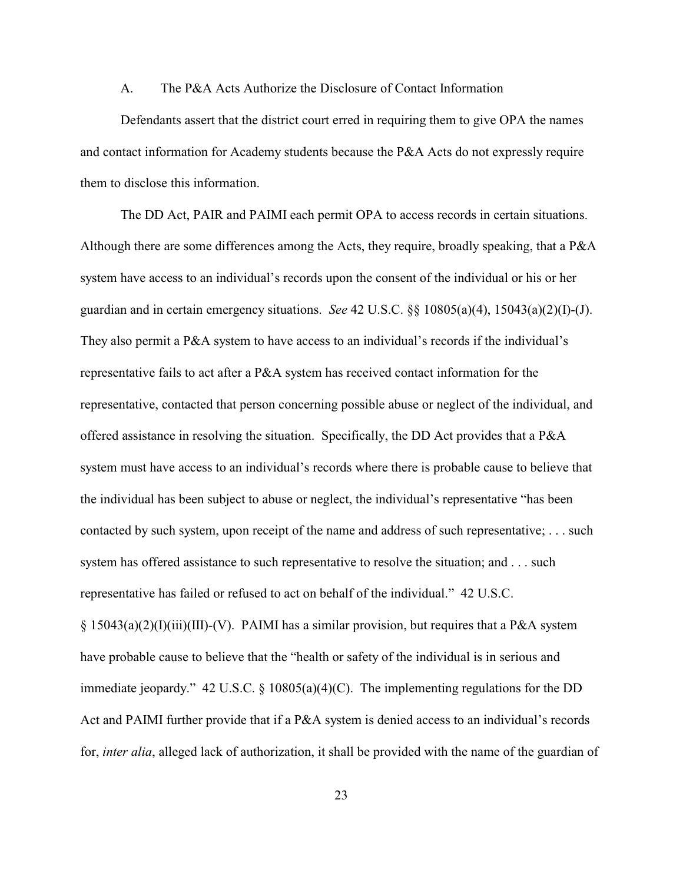### A. The P&A Acts Authorize the Disclosure of Contact Information

Defendants assert that the district court erred in requiring them to give OPA the names and contact information for Academy students because the P&A Acts do not expressly require them to disclose this information.

The DD Act, PAIR and PAIMI each permit OPA to access records in certain situations. Although there are some differences among the Acts, they require, broadly speaking, that a P&A system have access to an individual's records upon the consent of the individual or his or her guardian and in certain emergency situations. *See* 42 U.S.C. §§ 10805(a)(4), 15043(a)(2)(I)-(J). They also permit a P&A system to have access to an individual's records if the individual's representative fails to act after a P&A system has received contact information for the representative, contacted that person concerning possible abuse or neglect of the individual, and offered assistance in resolving the situation. Specifically, the DD Act provides that a P&A system must have access to an individual's records where there is probable cause to believe that the individual has been subject to abuse or neglect, the individual's representative "has been contacted by such system, upon receipt of the name and address of such representative; . . . such system has offered assistance to such representative to resolve the situation; and . . . such representative has failed or refused to act on behalf of the individual." 42 U.S.C. § 15043(a)(2)(I)(iii)(III)-(V). PAIMI has a similar provision, but requires that a P&A system have probable cause to believe that the "health or safety of the individual is in serious and immediate jeopardy." 42 U.S.C. § 10805(a)(4)(C). The implementing regulations for the DD Act and PAIMI further provide that if a P&A system is denied access to an individual's records for, *inter alia*, alleged lack of authorization, it shall be provided with the name of the guardian of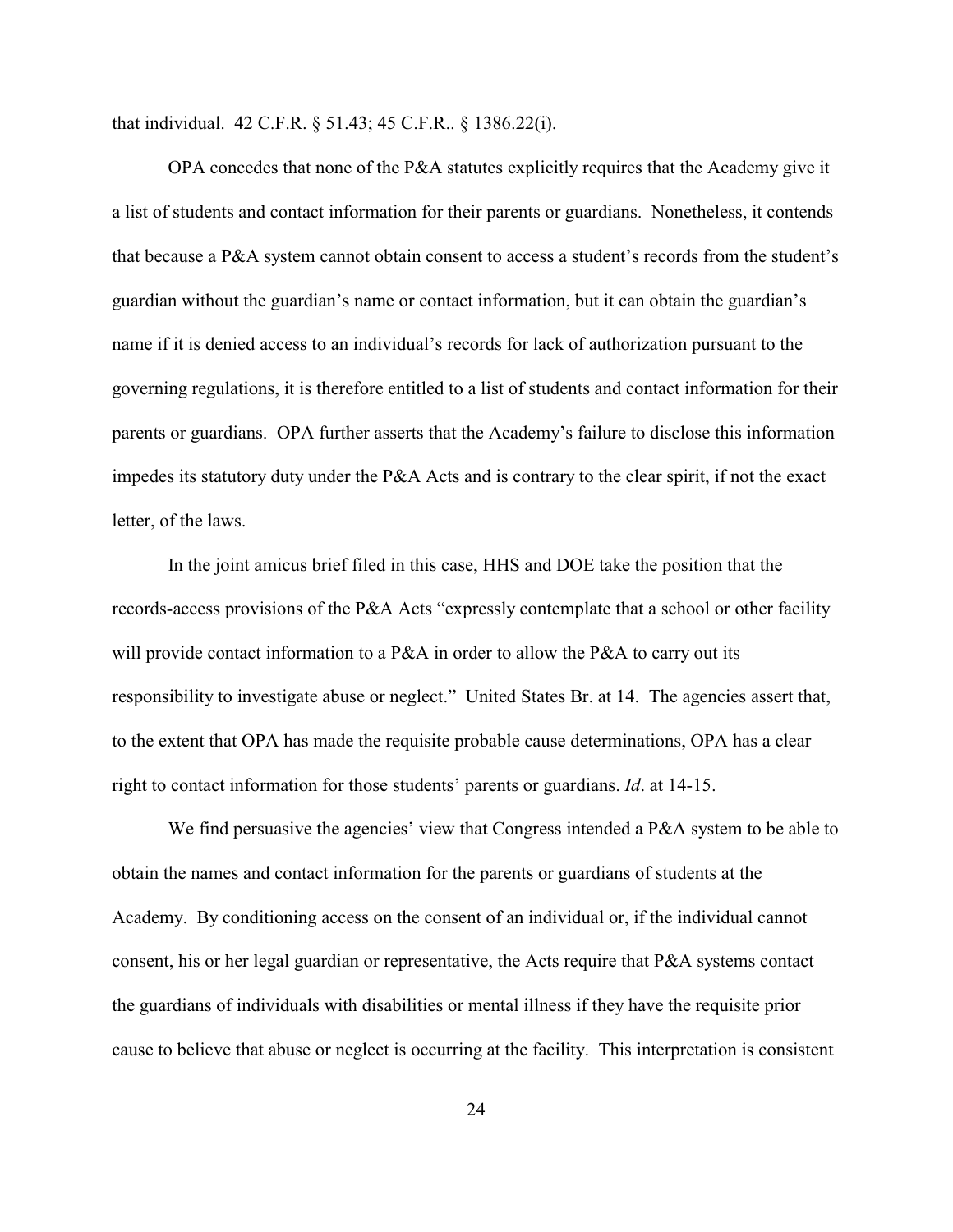that individual. 42 C.F.R. § 51.43; 45 C.F.R.. § 1386.22(i).

OPA concedes that none of the P&A statutes explicitly requires that the Academy give it a list of students and contact information for their parents or guardians. Nonetheless, it contends that because a P&A system cannot obtain consent to access a student's records from the student's guardian without the guardian's name or contact information, but it can obtain the guardian's name if it is denied access to an individual's records for lack of authorization pursuant to the governing regulations, it is therefore entitled to a list of students and contact information for their parents or guardians. OPA further asserts that the Academy's failure to disclose this information impedes its statutory duty under the P&A Acts and is contrary to the clear spirit, if not the exact letter, of the laws.

In the joint amicus brief filed in this case, HHS and DOE take the position that the records-access provisions of the P&A Acts "expressly contemplate that a school or other facility will provide contact information to a P&A in order to allow the P&A to carry out its responsibility to investigate abuse or neglect." United States Br. at 14. The agencies assert that, to the extent that OPA has made the requisite probable cause determinations, OPA has a clear right to contact information for those students' parents or guardians. *Id*. at 14-15.

We find persuasive the agencies' view that Congress intended a P&A system to be able to obtain the names and contact information for the parents or guardians of students at the Academy. By conditioning access on the consent of an individual or, if the individual cannot consent, his or her legal guardian or representative, the Acts require that P&A systems contact the guardians of individuals with disabilities or mental illness if they have the requisite prior cause to believe that abuse or neglect is occurring at the facility. This interpretation is consistent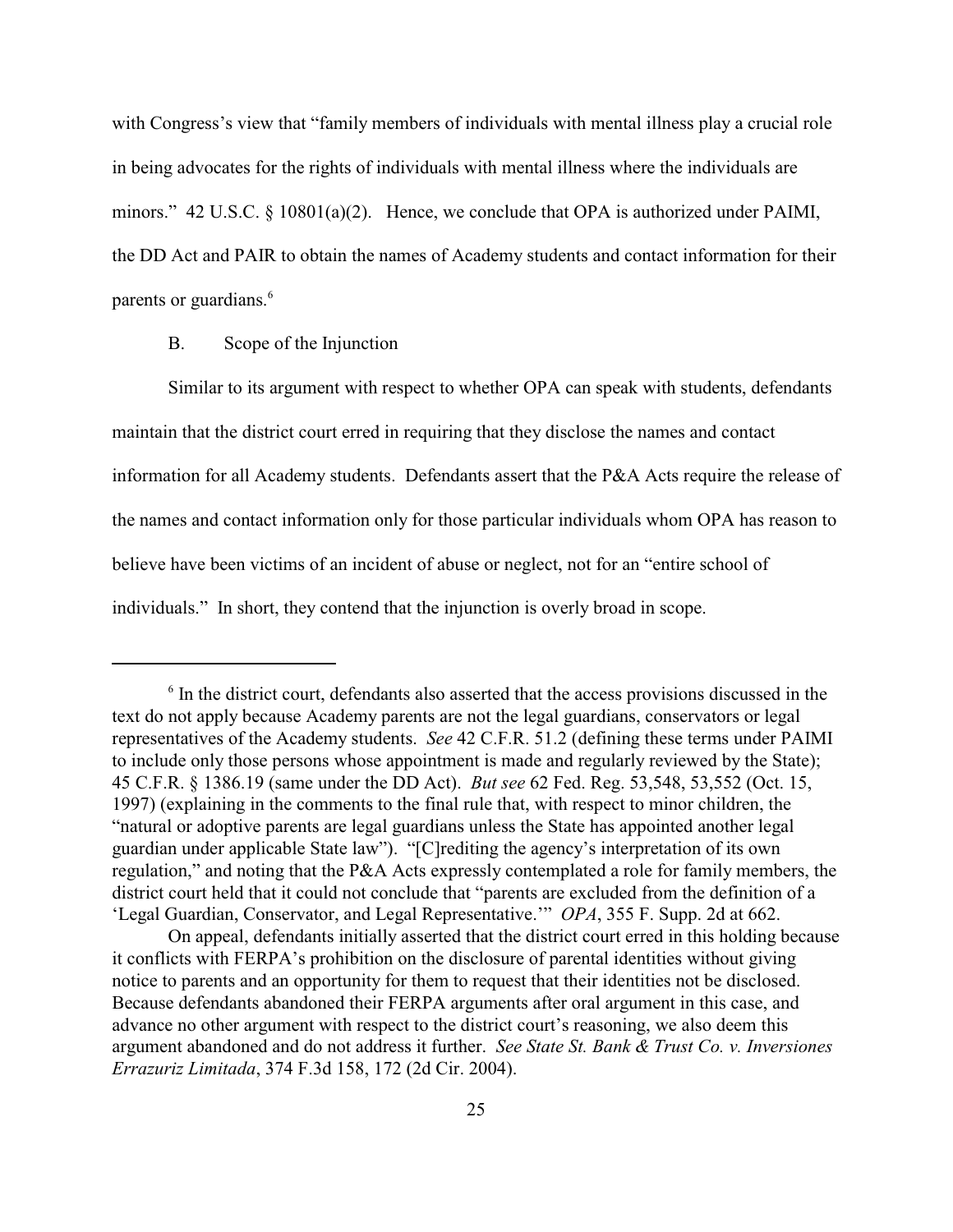with Congress's view that "family members of individuals with mental illness play a crucial role in being advocates for the rights of individuals with mental illness where the individuals are minors." 42 U.S.C. § 10801(a)(2). Hence, we conclude that OPA is authorized under PAIMI, the DD Act and PAIR to obtain the names of Academy students and contact information for their parents or guardians.[6]

B. Scope of the Injunction

Similar to its argument with respect to whether OPA can speak with students, defendants maintain that the district court erred in requiring that they disclose the names and contact information for all Academy students. Defendants assert that the P&A Acts require the release of the names and contact information only for those particular individuals whom OPA has reason to believe have been victims of an incident of abuse or neglect, not for an "entire school of individuals." In short, they contend that the injunction is overly broad in scope.

---

[6] In the district court, defendants also asserted that the access provisions discussed in the text do not apply because Academy parents are not the legal guardians, conservators or legal representatives of the Academy students. *See* 42 C.F.R. 51.2 (defining these terms under PAIMI to include only those persons whose appointment is made and regularly reviewed by the State); 45 C.F.R. § 1386.19 (same under the DD Act). *But see* 62 Fed. Reg. 53,548, 53,552 (Oct. 15, 1997) (explaining in the comments to the final rule that, with respect to minor children, the "natural or adoptive parents are legal guardians unless the State has appointed another legal guardian under applicable State law"). "[C]rediting the agency's interpretation of its own regulation," and noting that the P&A Acts expressly contemplated a role for family members, the district court held that it could not conclude that "parents are excluded from the definition of a 'Legal Guardian, Conservator, and Legal Representative.'" *OPA*, 355 F. Supp. 2d at 662.

On appeal, defendants initially asserted that the district court erred in this holding because it conflicts with FERPA's prohibition on the disclosure of parental identities without giving notice to parents and an opportunity for them to request that their identities not be disclosed. Because defendants abandoned their FERPA arguments after oral argument in this case, and advance no other argument with respect to the district court's reasoning, we also deem this argument abandoned and do not address it further. *See State St. Bank & Trust Co. v. Inversiones Errazuriz Limitada*, 374 F.3d 158, 172 (2d Cir. 2004).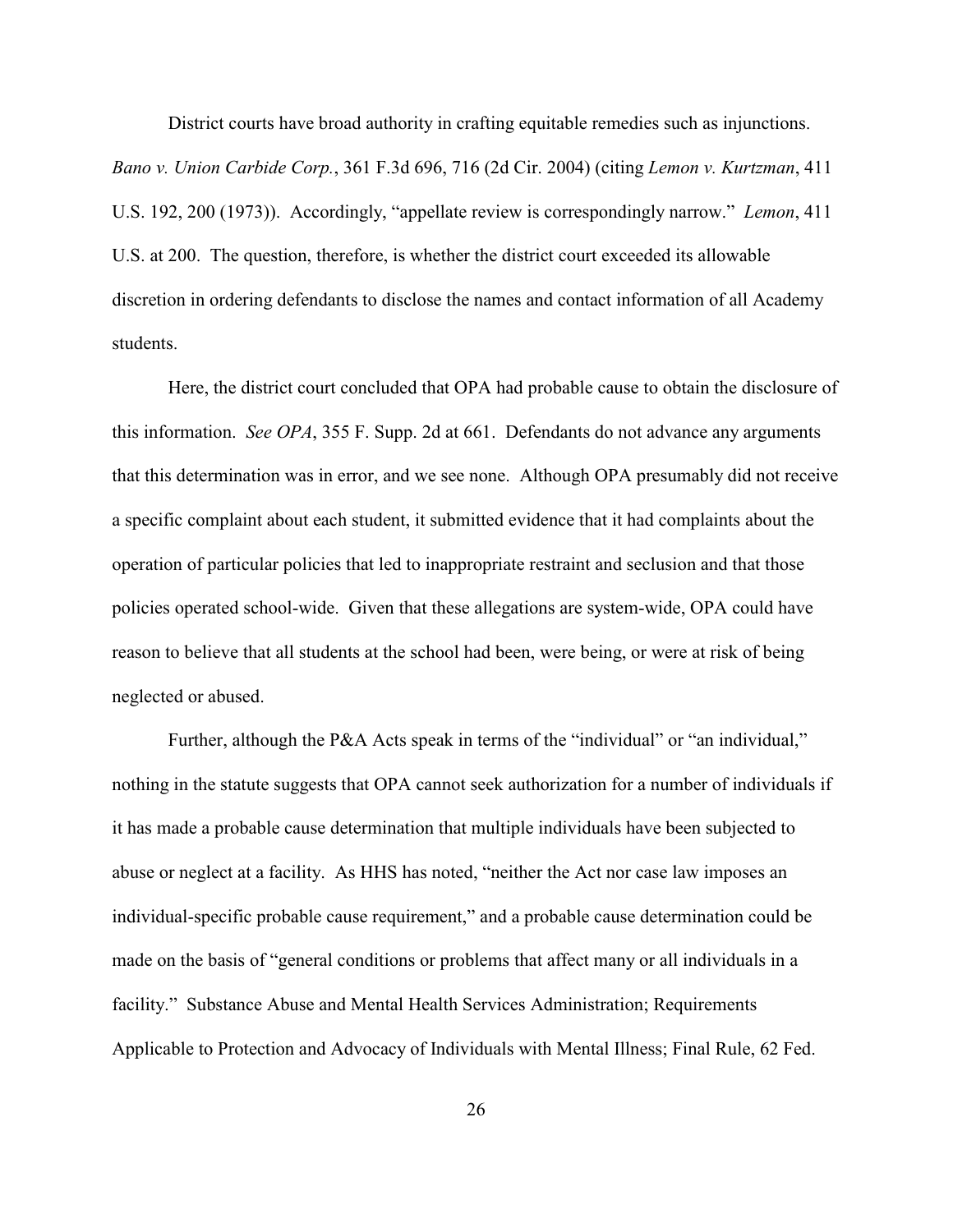District courts have broad authority in crafting equitable remedies such as injunctions. *Bano v. Union Carbide Corp.*, 361 F.3d 696, 716 (2d Cir. 2004) (citing *Lemon v. Kurtzman*, 411 U.S. 192, 200 (1973)). Accordingly, "appellate review is correspondingly narrow." *Lemon*, 411 U.S. at 200. The question, therefore, is whether the district court exceeded its allowable discretion in ordering defendants to disclose the names and contact information of all Academy students.

Here, the district court concluded that OPA had probable cause to obtain the disclosure of this information. *See OPA*, 355 F. Supp. 2d at 661. Defendants do not advance any arguments that this determination was in error, and we see none. Although OPA presumably did not receive a specific complaint about each student, it submitted evidence that it had complaints about the operation of particular policies that led to inappropriate restraint and seclusion and that those policies operated school-wide. Given that these allegations are system-wide, OPA could have reason to believe that all students at the school had been, were being, or were at risk of being neglected or abused.

Further, although the P&A Acts speak in terms of the "individual" or "an individual," nothing in the statute suggests that OPA cannot seek authorization for a number of individuals if it has made a probable cause determination that multiple individuals have been subjected to abuse or neglect at a facility. As HHS has noted, "neither the Act nor case law imposes an individual-specific probable cause requirement," and a probable cause determination could be made on the basis of "general conditions or problems that affect many or all individuals in a facility." Substance Abuse and Mental Health Services Administration; Requirements Applicable to Protection and Advocacy of Individuals with Mental Illness; Final Rule, 62 Fed.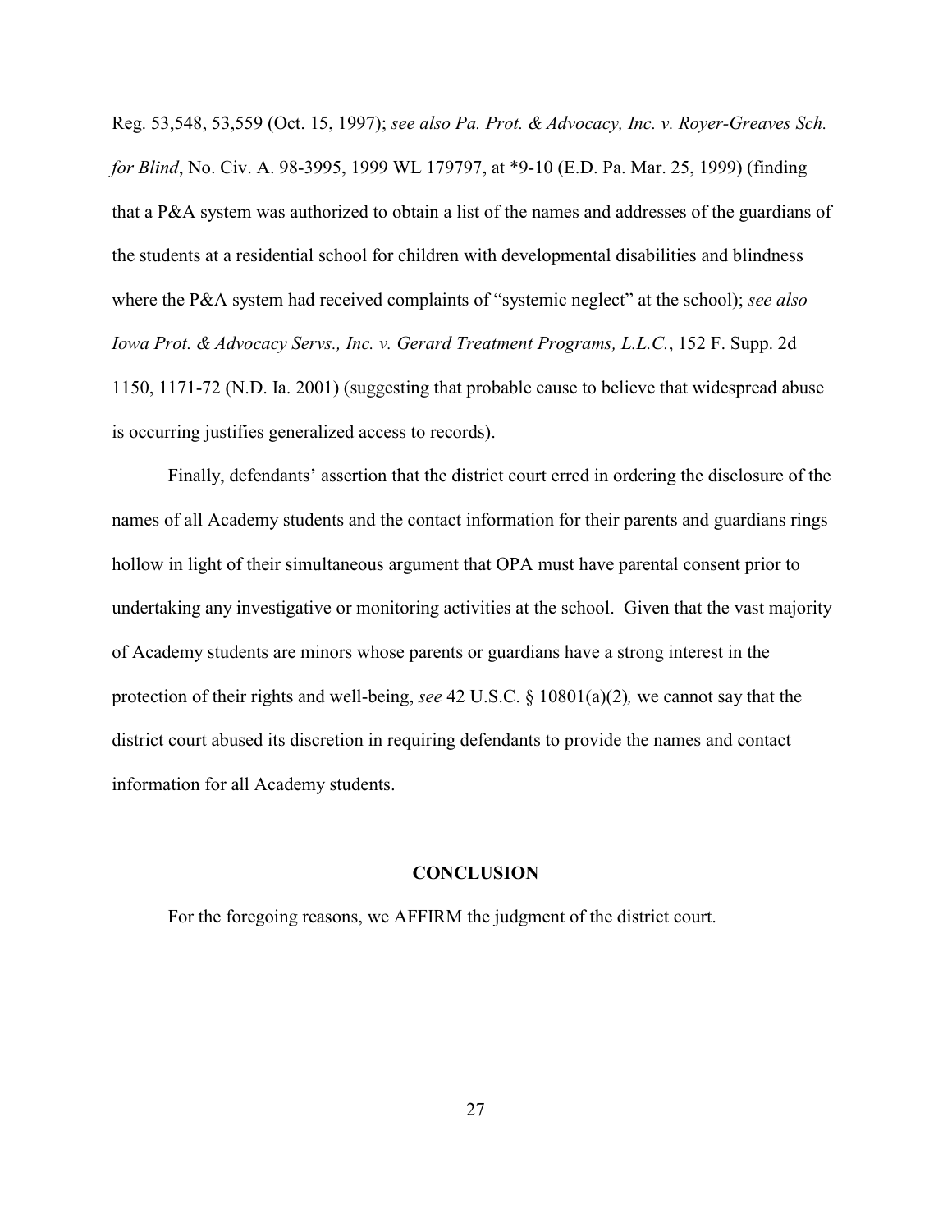Reg. 53,548, 53,559 (Oct. 15, 1997); *see also Pa. Prot. & Advocacy, Inc. v. Royer-Greaves Sch. for Blind*, No. Civ. A. 98-3995, 1999 WL 179797, at *9-10 (E.D. Pa. Mar. 25, 1999) (finding that a P&A system was authorized to obtain a list of the names and addresses of the guardians of the students at a residential school for children with developmental disabilities and blindness where the P&A system had received complaints of "systemic neglect" at the school); *see also Iowa Prot. & Advocacy Servs., Inc. v. Gerard Treatment Programs, L.L.C.*, 152 F. Supp. 2d 1150, 1171-72 (N.D. Ia. 2001) (suggesting that probable cause to believe that widespread abuse is occurring justifies generalized access to records).

Finally, defendants' assertion that the district court erred in ordering the disclosure of the names of all Academy students and the contact information for their parents and guardians rings hollow in light of their simultaneous argument that OPA must have parental consent prior to undertaking any investigative or monitoring activities at the school. Given that the vast majority of Academy students are minors whose parents or guardians have a strong interest in the protection of their rights and well-being, *see* 42 U.S.C. § 10801(a)(2)*,* we cannot say that the district court abused its discretion in requiring defendants to provide the names and contact information for all Academy students.

## CONCLUSION

For the foregoing reasons, we AFFIRM the judgment of the district court.